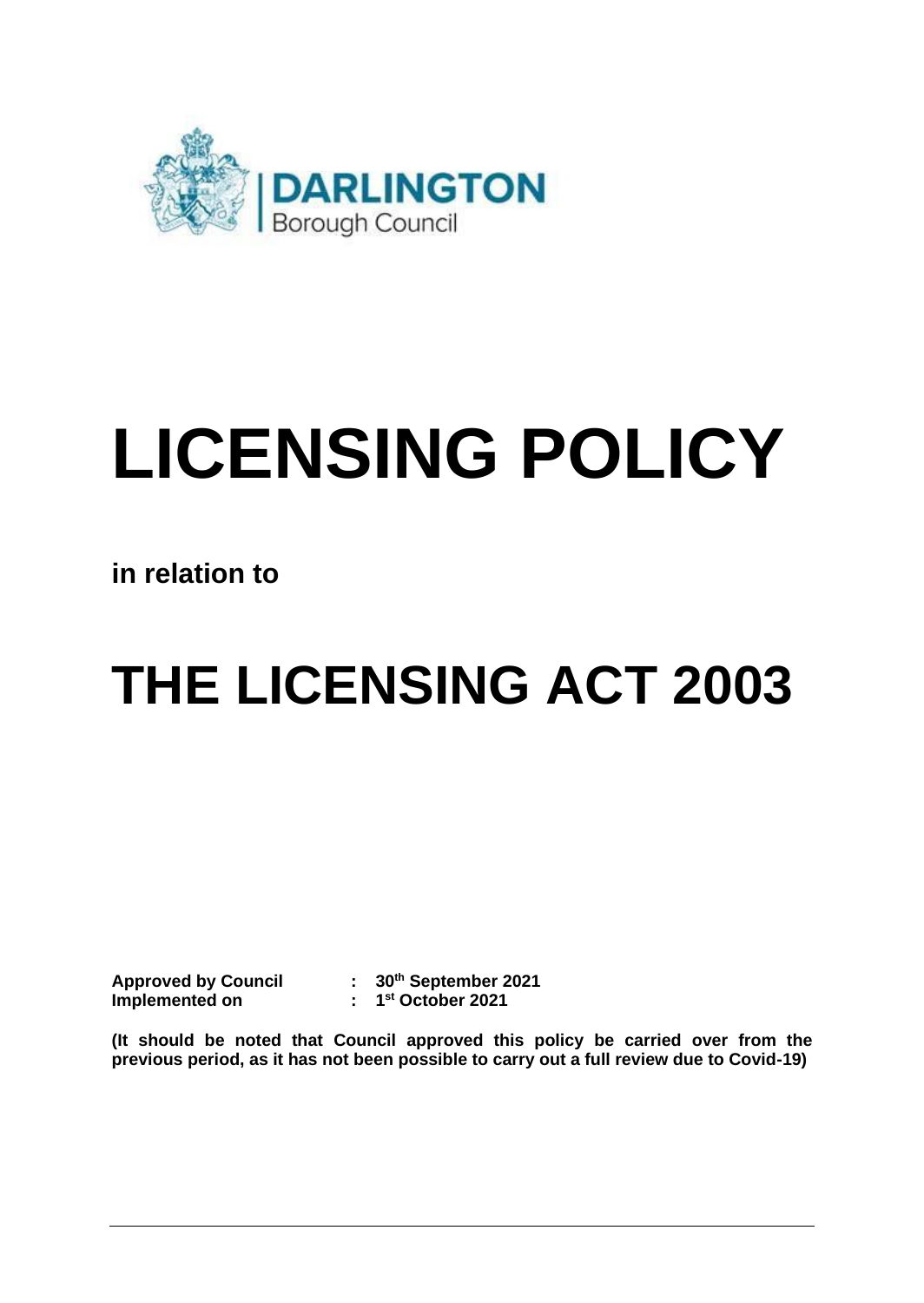DARLINGTON
Borough Council

# LICENSING POLICY

**in relation to**

# THE LICENSING ACT 2003

**Approved by Council : 30th September 2021**
**Implemented on : 1st October 2021**

**(It should be noted that Council approved this policy be carried over from the previous period, as it has not been possible to carry out a full review due to Covid-19)**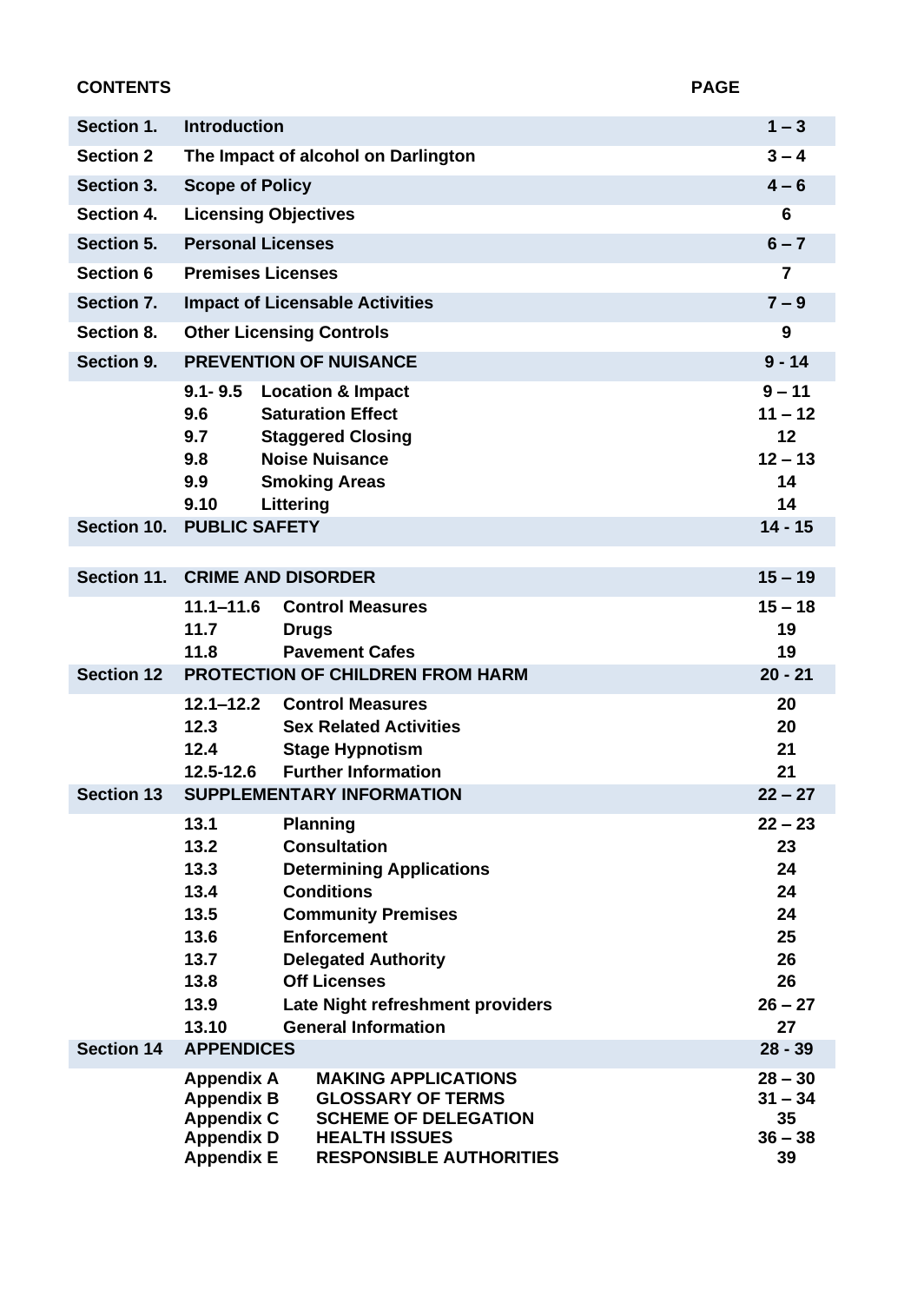**CONTENTS** **PAGE**

| | | |
|---|---|---|
| **Section 1.** | **Introduction** | **1 – 3** |
| **Section 2** | **The Impact of alcohol on Darlington** | **3 – 4** |
| **Section 3.** | **Scope of Policy** | **4 – 6** |
| **Section 4.** | **Licensing Objectives** | **6** |
| **Section 5.** | **Personal Licenses** | **6 – 7** |
| **Section 6** | **Premises Licenses** | **7** |
| **Section 7.** | **Impact of Licensable Activities** | **7 – 9** |
| **Section 8.** | **Other Licensing Controls** | **9** |
| **Section 9.** | **PREVENTION OF NUISANCE** | **9 - 14** |
| | **9.1- 9.5 Location & Impact** | **9 – 11** |
| | **9.6 Saturation Effect** | **11 – 12** |
| | **9.7 Staggered Closing** | **12** |
| | **9.8 Noise Nuisance** | **12 – 13** |
| | **9.9 Smoking Areas** | **14** |
| | **9.10 Littering** | **14** |
| **Section 10.** | **PUBLIC SAFETY** | **14 - 15** |
| **Section 11.** | **CRIME AND DISORDER** | **15 – 19** |
| | **11.1–11.6 Control Measures** | **15 – 18** |
| | **11.7 Drugs** | **19** |
| | **11.8 Pavement Cafes** | **19** |
| **Section 12** | **PROTECTION OF CHILDREN FROM HARM** | **20 - 21** |
| | **12.1–12.2 Control Measures** | **20** |
| | **12.3 Sex Related Activities** | **20** |
| | **12.4 Stage Hypnotism** | **21** |
| | **12.5-12.6 Further Information** | **21** |
| **Section 13** | **SUPPLEMENTARY INFORMATION** | **22 – 27** |
| | **13.1 Planning** | **22 – 23** |
| | **13.2 Consultation** | **23** |
| | **13.3 Determining Applications** | **24** |
| | **13.4 Conditions** | **24** |
| | **13.5 Community Premises** | **24** |
| | **13.6 Enforcement** | **25** |
| | **13.7 Delegated Authority** | **26** |
| | **13.8 Off Licenses** | **26** |
| | **13.9 Late Night refreshment providers** | **26 – 27** |
| | **13.10 General Information** | **27** |
| **Section 14** | **APPENDICES** | **28 - 39** |
| | **Appendix A MAKING APPLICATIONS** | **28 – 30** |
| | **Appendix B GLOSSARY OF TERMS** | **31 – 34** |
| | **Appendix C SCHEME OF DELEGATION** | **35** |
| | **Appendix D HEALTH ISSUES** | **36 – 38** |
| | **Appendix E RESPONSIBLE AUTHORITIES** | **39** |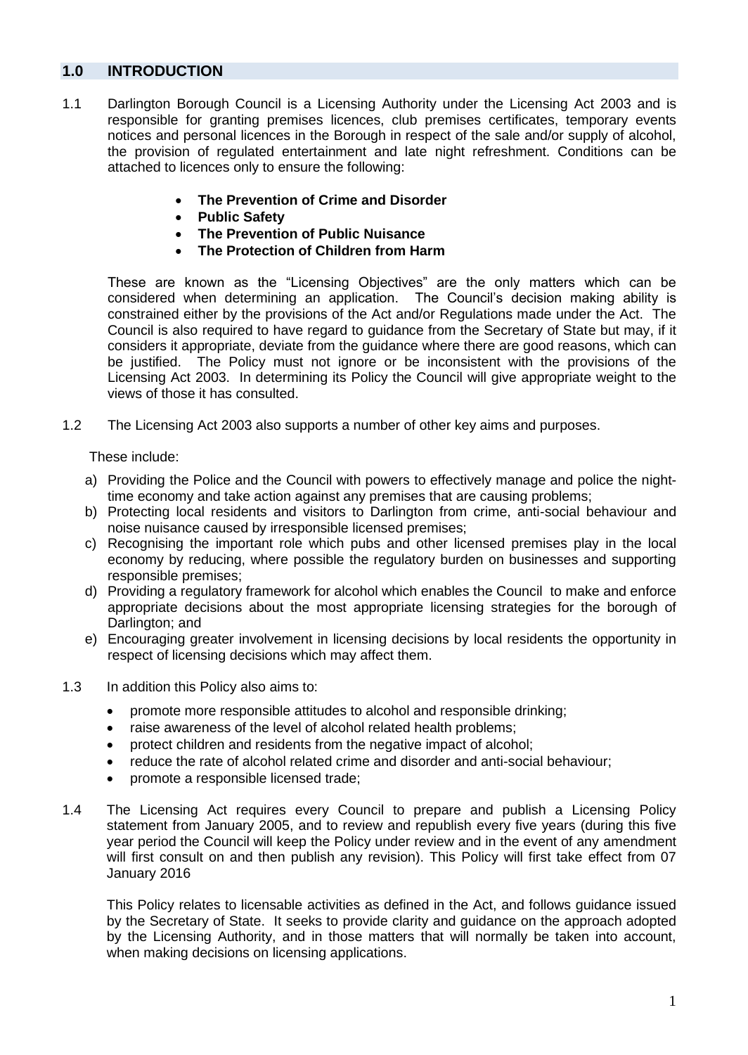## 1.0 INTRODUCTION

1.1 Darlington Borough Council is a Licensing Authority under the Licensing Act 2003 and is responsible for granting premises licences, club premises certificates, temporary events notices and personal licences in the Borough in respect of the sale and/or supply of alcohol, the provision of regulated entertainment and late night refreshment. Conditions can be attached to licences only to ensure the following:

- **The Prevention of Crime and Disorder**
- **Public Safety**
- **The Prevention of Public Nuisance**
- **The Protection of Children from Harm**

These are known as the "Licensing Objectives" are the only matters which can be considered when determining an application. The Council's decision making ability is constrained either by the provisions of the Act and/or Regulations made under the Act. The Council is also required to have regard to guidance from the Secretary of State but may, if it considers it appropriate, deviate from the guidance where there are good reasons, which can be justified. The Policy must not ignore or be inconsistent with the provisions of the Licensing Act 2003. In determining its Policy the Council will give appropriate weight to the views of those it has consulted.

1.2 The Licensing Act 2003 also supports a number of other key aims and purposes.

These include:

a) Providing the Police and the Council with powers to effectively manage and police the night-time economy and take action against any premises that are causing problems;
b) Protecting local residents and visitors to Darlington from crime, anti-social behaviour and noise nuisance caused by irresponsible licensed premises;
c) Recognising the important role which pubs and other licensed premises play in the local economy by reducing, where possible the regulatory burden on businesses and supporting responsible premises;
d) Providing a regulatory framework for alcohol which enables the Council to make and enforce appropriate decisions about the most appropriate licensing strategies for the borough of Darlington; and
e) Encouraging greater involvement in licensing decisions by local residents the opportunity in respect of licensing decisions which may affect them.

1.3 In addition this Policy also aims to:

- promote more responsible attitudes to alcohol and responsible drinking;
- raise awareness of the level of alcohol related health problems;
- protect children and residents from the negative impact of alcohol;
- reduce the rate of alcohol related crime and disorder and anti-social behaviour;
- promote a responsible licensed trade;

1.4 The Licensing Act requires every Council to prepare and publish a Licensing Policy statement from January 2005, and to review and republish every five years (during this five year period the Council will keep the Policy under review and in the event of any amendment will first consult on and then publish any revision). This Policy will first take effect from 07 January 2016

This Policy relates to licensable activities as defined in the Act, and follows guidance issued by the Secretary of State. It seeks to provide clarity and guidance on the approach adopted by the Licensing Authority, and in those matters that will normally be taken into account, when making decisions on licensing applications.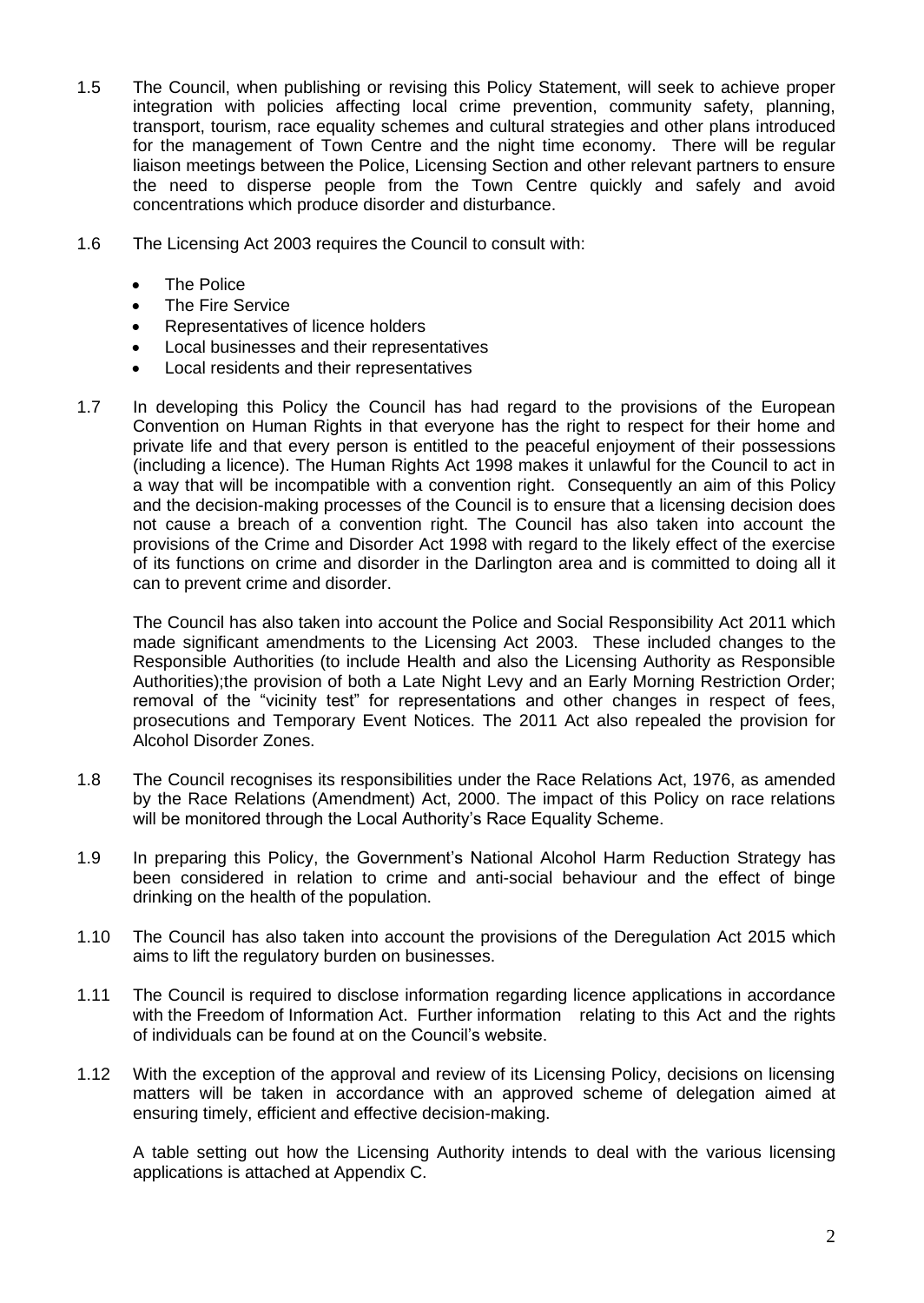1.5 The Council, when publishing or revising this Policy Statement, will seek to achieve proper integration with policies affecting local crime prevention, community safety, planning, transport, tourism, race equality schemes and cultural strategies and other plans introduced for the management of Town Centre and the night time economy. There will be regular liaison meetings between the Police, Licensing Section and other relevant partners to ensure the need to disperse people from the Town Centre quickly and safely and avoid concentrations which produce disorder and disturbance.

1.6 The Licensing Act 2003 requires the Council to consult with:

- The Police
- The Fire Service
- Representatives of licence holders
- Local businesses and their representatives
- Local residents and their representatives

1.7 In developing this Policy the Council has had regard to the provisions of the European Convention on Human Rights in that everyone has the right to respect for their home and private life and that every person is entitled to the peaceful enjoyment of their possessions (including a licence). The Human Rights Act 1998 makes it unlawful for the Council to act in a way that will be incompatible with a convention right. Consequently an aim of this Policy and the decision-making processes of the Council is to ensure that a licensing decision does not cause a breach of a convention right. The Council has also taken into account the provisions of the Crime and Disorder Act 1998 with regard to the likely effect of the exercise of its functions on crime and disorder in the Darlington area and is committed to doing all it can to prevent crime and disorder.

The Council has also taken into account the Police and Social Responsibility Act 2011 which made significant amendments to the Licensing Act 2003. These included changes to the Responsible Authorities (to include Health and also the Licensing Authority as Responsible Authorities);the provision of both a Late Night Levy and an Early Morning Restriction Order; removal of the "vicinity test" for representations and other changes in respect of fees, prosecutions and Temporary Event Notices. The 2011 Act also repealed the provision for Alcohol Disorder Zones.

1.8 The Council recognises its responsibilities under the Race Relations Act, 1976, as amended by the Race Relations (Amendment) Act, 2000. The impact of this Policy on race relations will be monitored through the Local Authority's Race Equality Scheme.

1.9 In preparing this Policy, the Government's National Alcohol Harm Reduction Strategy has been considered in relation to crime and anti-social behaviour and the effect of binge drinking on the health of the population.

1.10 The Council has also taken into account the provisions of the Deregulation Act 2015 which aims to lift the regulatory burden on businesses.

1.11 The Council is required to disclose information regarding licence applications in accordance with the Freedom of Information Act. Further information relating to this Act and the rights of individuals can be found at on the Council's website.

1.12 With the exception of the approval and review of its Licensing Policy, decisions on licensing matters will be taken in accordance with an approved scheme of delegation aimed at ensuring timely, efficient and effective decision-making.

A table setting out how the Licensing Authority intends to deal with the various licensing applications is attached at Appendix C.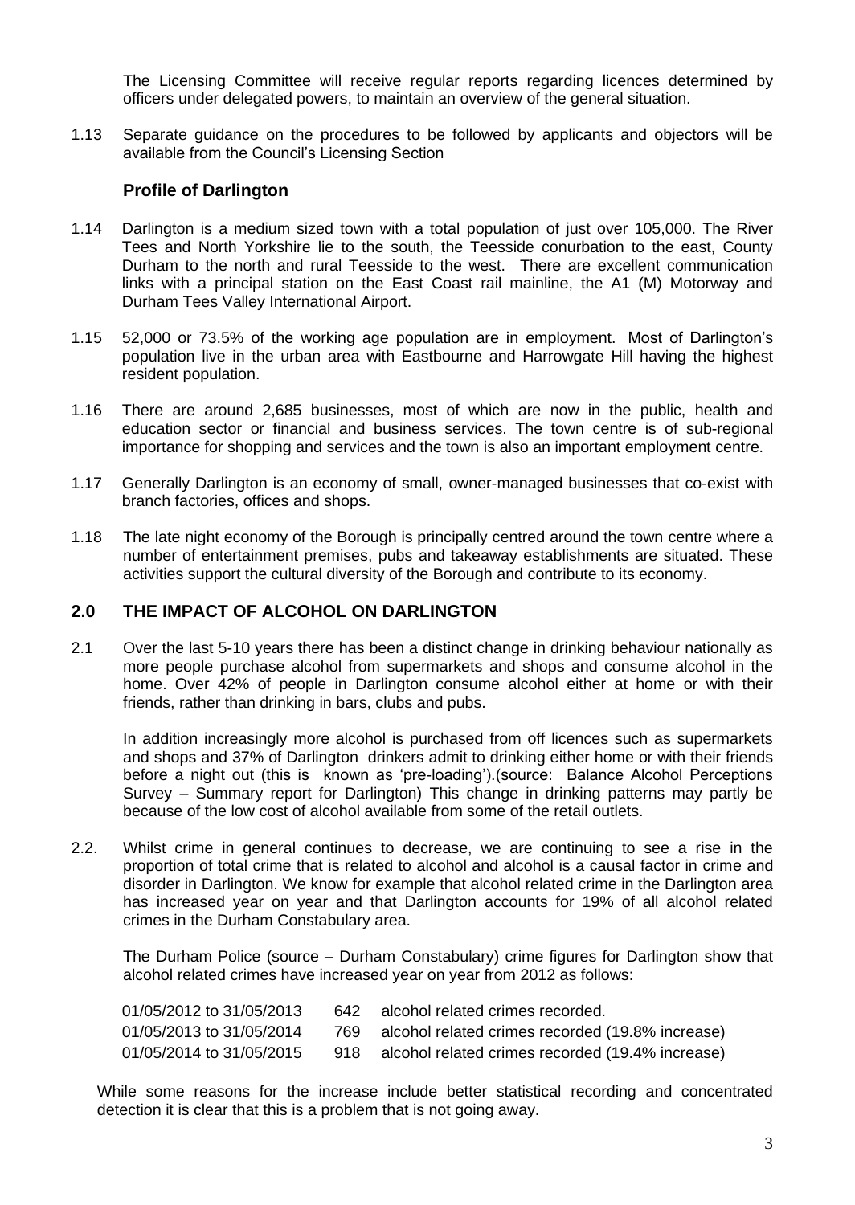The Licensing Committee will receive regular reports regarding licences determined by officers under delegated powers, to maintain an overview of the general situation.

1.13 Separate guidance on the procedures to be followed by applicants and objectors will be available from the Council's Licensing Section

### Profile of Darlington

1.14 Darlington is a medium sized town with a total population of just over 105,000. The River Tees and North Yorkshire lie to the south, the Teesside conurbation to the east, County Durham to the north and rural Teesside to the west. There are excellent communication links with a principal station on the East Coast rail mainline, the A1 (M) Motorway and Durham Tees Valley International Airport.

1.15 52,000 or 73.5% of the working age population are in employment. Most of Darlington's population live in the urban area with Eastbourne and Harrowgate Hill having the highest resident population.

1.16 There are around 2,685 businesses, most of which are now in the public, health and education sector or financial and business services. The town centre is of sub-regional importance for shopping and services and the town is also an important employment centre.

1.17 Generally Darlington is an economy of small, owner-managed businesses that co-exist with branch factories, offices and shops.

1.18 The late night economy of the Borough is principally centred around the town centre where a number of entertainment premises, pubs and takeaway establishments are situated. These activities support the cultural diversity of the Borough and contribute to its economy.

## 2.0 THE IMPACT OF ALCOHOL ON DARLINGTON

2.1 Over the last 5-10 years there has been a distinct change in drinking behaviour nationally as more people purchase alcohol from supermarkets and shops and consume alcohol in the home. Over 42% of people in Darlington consume alcohol either at home or with their friends, rather than drinking in bars, clubs and pubs.

In addition increasingly more alcohol is purchased from off licences such as supermarkets and shops and 37% of Darlington drinkers admit to drinking either home or with their friends before a night out (this is known as 'pre-loading').(source: Balance Alcohol Perceptions Survey – Summary report for Darlington) This change in drinking patterns may partly be because of the low cost of alcohol available from some of the retail outlets.

2.2. Whilst crime in general continues to decrease, we are continuing to see a rise in the proportion of total crime that is related to alcohol and alcohol is a causal factor in crime and disorder in Darlington. We know for example that alcohol related crime in the Darlington area has increased year on year and that Darlington accounts for 19% of all alcohol related crimes in the Durham Constabulary area.

The Durham Police (source – Durham Constabulary) crime figures for Darlington show that alcohol related crimes have increased year on year from 2012 as follows:

| | | |
|---|---|---|
| 01/05/2012 to 31/05/2013 | 642 | alcohol related crimes recorded. |
| 01/05/2013 to 31/05/2014 | 769 | alcohol related crimes recorded (19.8% increase) |
| 01/05/2014 to 31/05/2015 | 918 | alcohol related crimes recorded (19.4% increase) |

While some reasons for the increase include better statistical recording and concentrated detection it is clear that this is a problem that is not going away.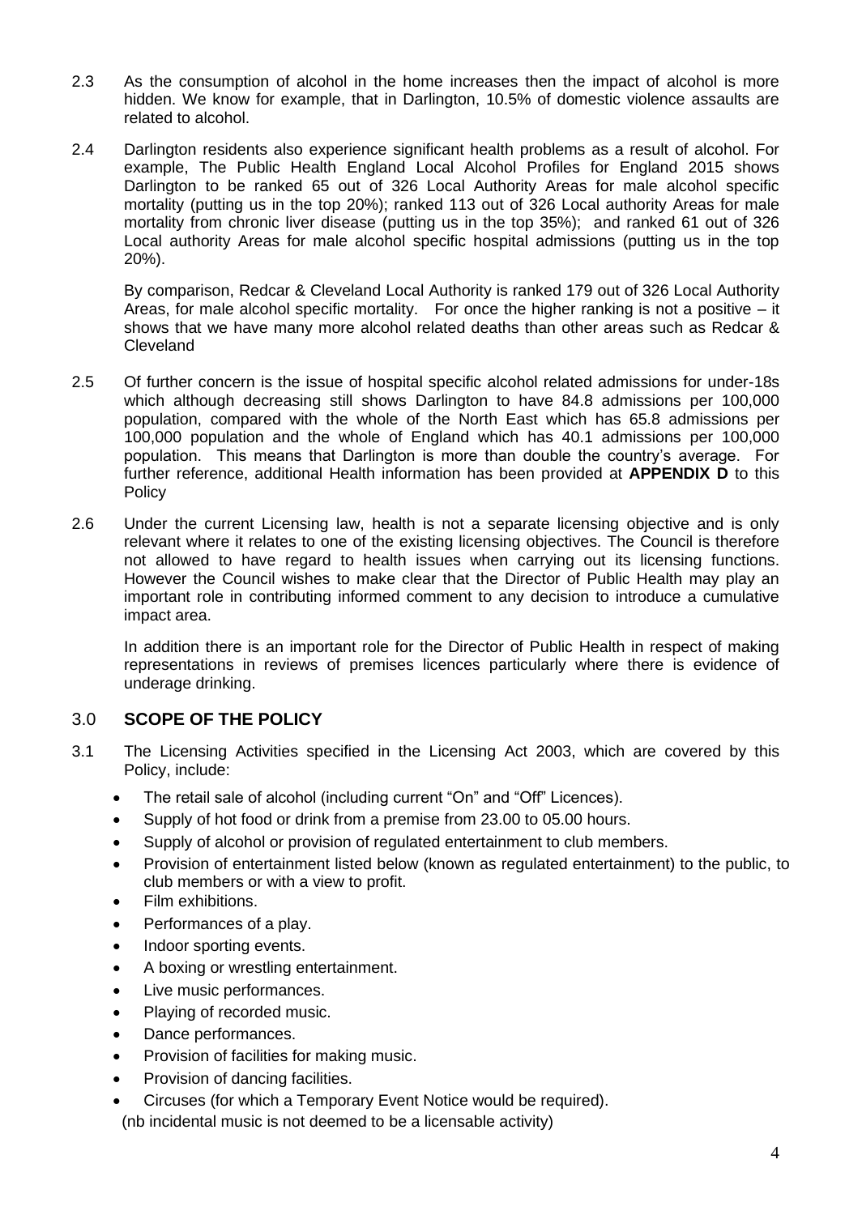2.3 As the consumption of alcohol in the home increases then the impact of alcohol is more hidden. We know for example, that in Darlington, 10.5% of domestic violence assaults are related to alcohol.

2.4 Darlington residents also experience significant health problems as a result of alcohol. For example, The Public Health England Local Alcohol Profiles for England 2015 shows Darlington to be ranked 65 out of 326 Local Authority Areas for male alcohol specific mortality (putting us in the top 20%); ranked 113 out of 326 Local authority Areas for male mortality from chronic liver disease (putting us in the top 35%); and ranked 61 out of 326 Local authority Areas for male alcohol specific hospital admissions (putting us in the top 20%).

By comparison, Redcar & Cleveland Local Authority is ranked 179 out of 326 Local Authority Areas, for male alcohol specific mortality. For once the higher ranking is not a positive – it shows that we have many more alcohol related deaths than other areas such as Redcar & Cleveland

2.5 Of further concern is the issue of hospital specific alcohol related admissions for under-18s which although decreasing still shows Darlington to have 84.8 admissions per 100,000 population, compared with the whole of the North East which has 65.8 admissions per 100,000 population and the whole of England which has 40.1 admissions per 100,000 population. This means that Darlington is more than double the country's average. For further reference, additional Health information has been provided at **APPENDIX D** to this Policy

2.6 Under the current Licensing law, health is not a separate licensing objective and is only relevant where it relates to one of the existing licensing objectives. The Council is therefore not allowed to have regard to health issues when carrying out its licensing functions. However the Council wishes to make clear that the Director of Public Health may play an important role in contributing informed comment to any decision to introduce a cumulative impact area.

In addition there is an important role for the Director of Public Health in respect of making representations in reviews of premises licences particularly where there is evidence of underage drinking.

## 3.0 SCOPE OF THE POLICY

3.1 The Licensing Activities specified in the Licensing Act 2003, which are covered by this Policy, include:

- The retail sale of alcohol (including current "On" and "Off" Licences).
- Supply of hot food or drink from a premise from 23.00 to 05.00 hours.
- Supply of alcohol or provision of regulated entertainment to club members.
- Provision of entertainment listed below (known as regulated entertainment) to the public, to club members or with a view to profit.
- Film exhibitions.
- Performances of a play.
- Indoor sporting events.
- A boxing or wrestling entertainment.
- Live music performances.
- Playing of recorded music.
- Dance performances.
- Provision of facilities for making music.
- Provision of dancing facilities.
- Circuses (for which a Temporary Event Notice would be required).

(nb incidental music is not deemed to be a licensable activity)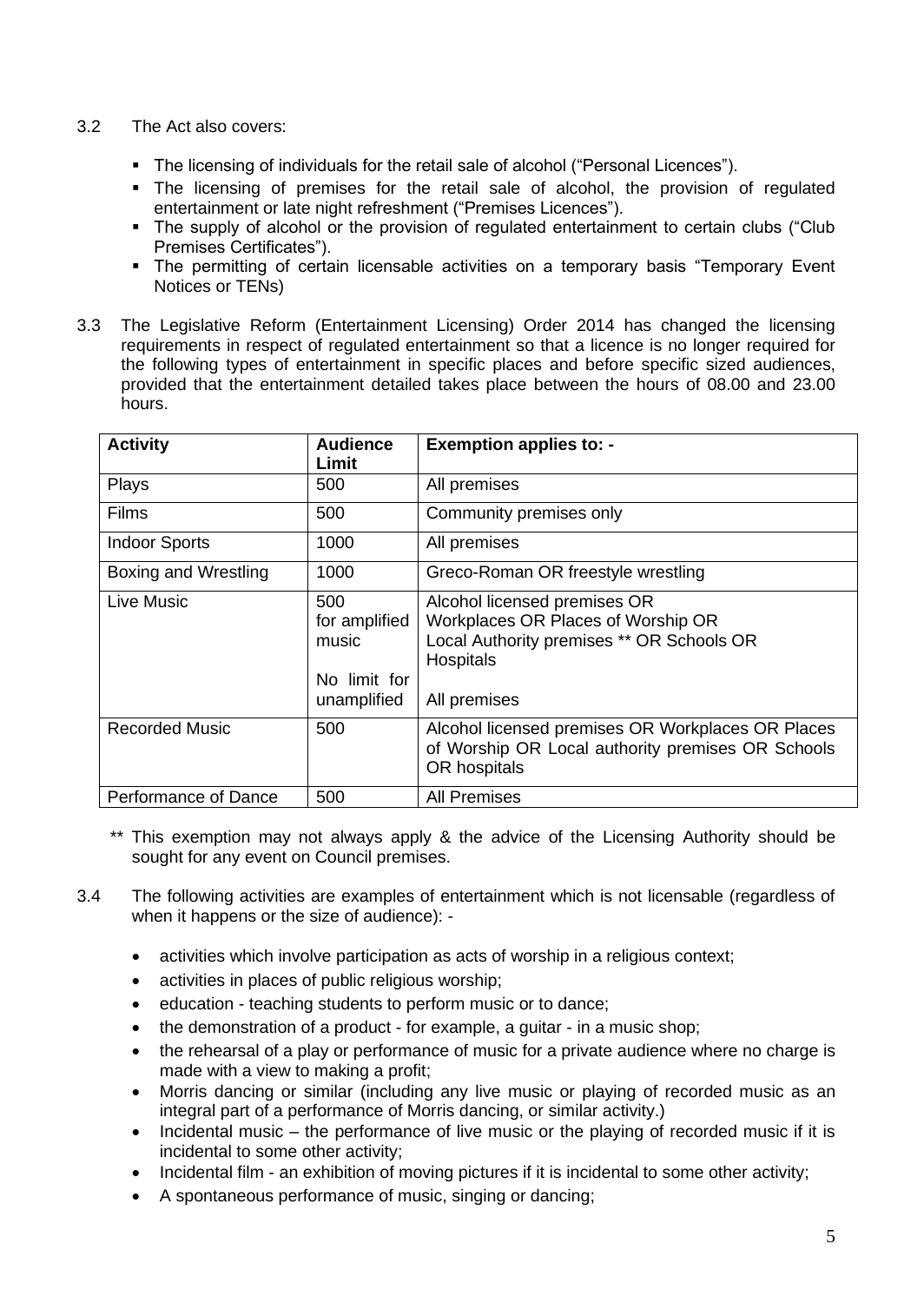3.2 The Act also covers:

- The licensing of individuals for the retail sale of alcohol ("Personal Licences").
- The licensing of premises for the retail sale of alcohol, the provision of regulated entertainment or late night refreshment ("Premises Licences").
- The supply of alcohol or the provision of regulated entertainment to certain clubs ("Club Premises Certificates").
- The permitting of certain licensable activities on a temporary basis "Temporary Event Notices or TENs)

3.3 The Legislative Reform (Entertainment Licensing) Order 2014 has changed the licensing requirements in respect of regulated entertainment so that a licence is no longer required for the following types of entertainment in specific places and before specific sized audiences, provided that the entertainment detailed takes place between the hours of 08.00 and 23.00 hours.

| Activity | Audience Limit | Exemption applies to: - |
|---|---|---|
| Plays | 500 | All premises |
| Films | 500 | Community premises only |
| Indoor Sports | 1000 | All premises |
| Boxing and Wrestling | 1000 | Greco-Roman OR freestyle wrestling |
| Live Music | 500 for amplified music<br><br>No limit for unamplified | Alcohol licensed premises OR Workplaces OR Places of Worship OR Local Authority premises ** OR Schools OR Hospitals<br><br>All premises |
| Recorded Music | 500 | Alcohol licensed premises OR Workplaces OR Places of Worship OR Local authority premises OR Schools OR hospitals |
| Performance of Dance | 500 | All Premises |

** This exemption may not always apply & the advice of the Licensing Authority should be sought for any event on Council premises.

3.4 The following activities are examples of entertainment which is not licensable (regardless of when it happens or the size of audience): -

- activities which involve participation as acts of worship in a religious context;
- activities in places of public religious worship;
- education - teaching students to perform music or to dance;
- the demonstration of a product - for example, a guitar - in a music shop;
- the rehearsal of a play or performance of music for a private audience where no charge is made with a view to making a profit;
- Morris dancing or similar (including any live music or playing of recorded music as an integral part of a performance of Morris dancing, or similar activity.)
- Incidental music – the performance of live music or the playing of recorded music if it is incidental to some other activity;
- Incidental film - an exhibition of moving pictures if it is incidental to some other activity;
- A spontaneous performance of music, singing or dancing;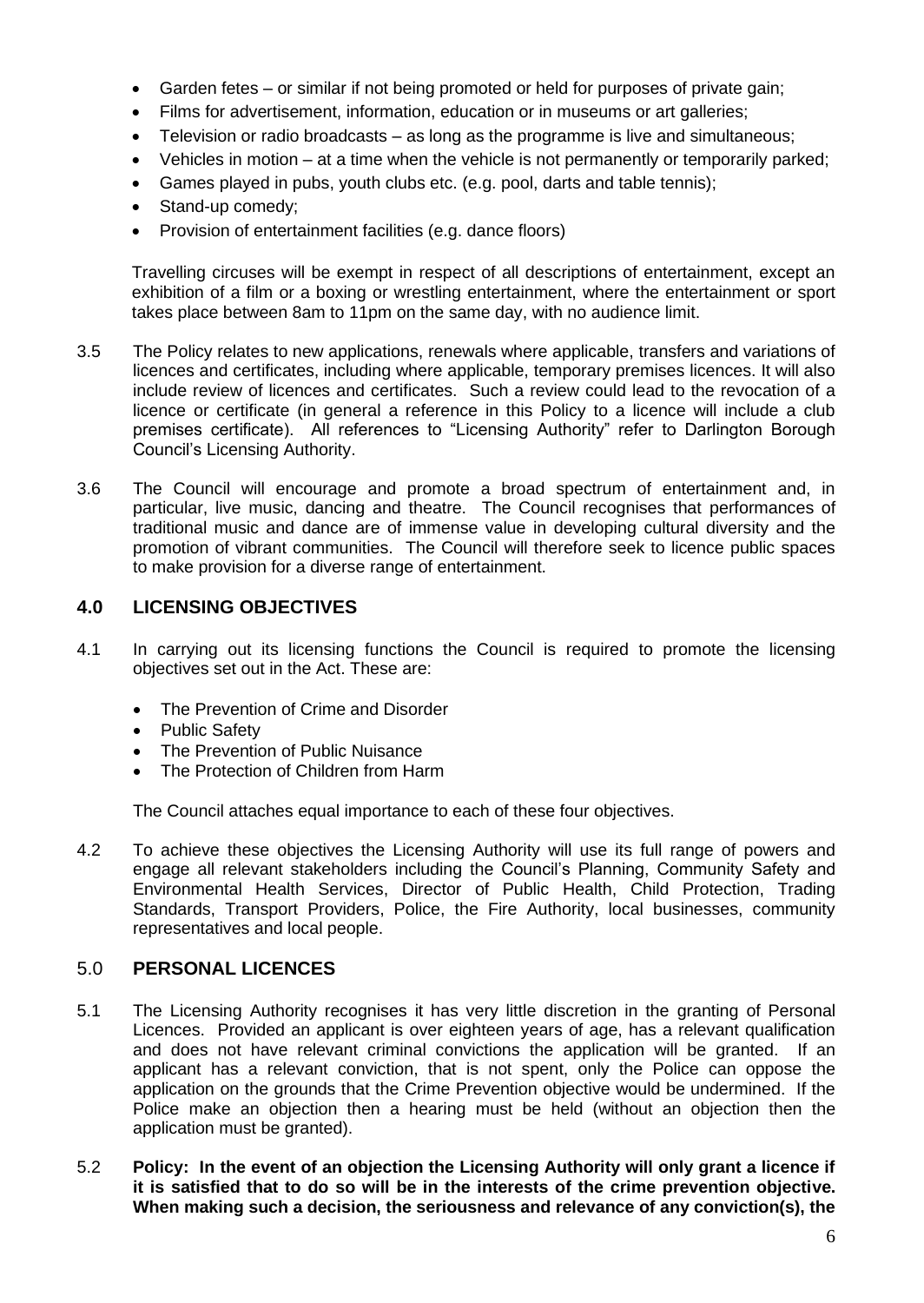- Garden fetes – or similar if not being promoted or held for purposes of private gain;
- Films for advertisement, information, education or in museums or art galleries;
- Television or radio broadcasts – as long as the programme is live and simultaneous;
- Vehicles in motion – at a time when the vehicle is not permanently or temporarily parked;
- Games played in pubs, youth clubs etc. (e.g. pool, darts and table tennis);
- Stand-up comedy;
- Provision of entertainment facilities (e.g. dance floors)

Travelling circuses will be exempt in respect of all descriptions of entertainment, except an exhibition of a film or a boxing or wrestling entertainment, where the entertainment or sport takes place between 8am to 11pm on the same day, with no audience limit.

3.5 The Policy relates to new applications, renewals where applicable, transfers and variations of licences and certificates, including where applicable, temporary premises licences. It will also include review of licences and certificates. Such a review could lead to the revocation of a licence or certificate (in general a reference in this Policy to a licence will include a club premises certificate). All references to "Licensing Authority" refer to Darlington Borough Council's Licensing Authority.

3.6 The Council will encourage and promote a broad spectrum of entertainment and, in particular, live music, dancing and theatre. The Council recognises that performances of traditional music and dance are of immense value in developing cultural diversity and the promotion of vibrant communities. The Council will therefore seek to licence public spaces to make provision for a diverse range of entertainment.

## 4.0 LICENSING OBJECTIVES

4.1 In carrying out its licensing functions the Council is required to promote the licensing objectives set out in the Act. These are:

- The Prevention of Crime and Disorder
- Public Safety
- The Prevention of Public Nuisance
- The Protection of Children from Harm

The Council attaches equal importance to each of these four objectives.

4.2 To achieve these objectives the Licensing Authority will use its full range of powers and engage all relevant stakeholders including the Council's Planning, Community Safety and Environmental Health Services, Director of Public Health, Child Protection, Trading Standards, Transport Providers, Police, the Fire Authority, local businesses, community representatives and local people.

## 5.0 PERSONAL LICENCES

5.1 The Licensing Authority recognises it has very little discretion in the granting of Personal Licences. Provided an applicant is over eighteen years of age, has a relevant qualification and does not have relevant criminal convictions the application will be granted. If an applicant has a relevant conviction, that is not spent, only the Police can oppose the application on the grounds that the Crime Prevention objective would be undermined. If the Police make an objection then a hearing must be held (without an objection then the application must be granted).

5.2 **Policy: In the event of an objection the Licensing Authority will only grant a licence if it is satisfied that to do so will be in the interests of the crime prevention objective. When making such a decision, the seriousness and relevance of any conviction(s), the**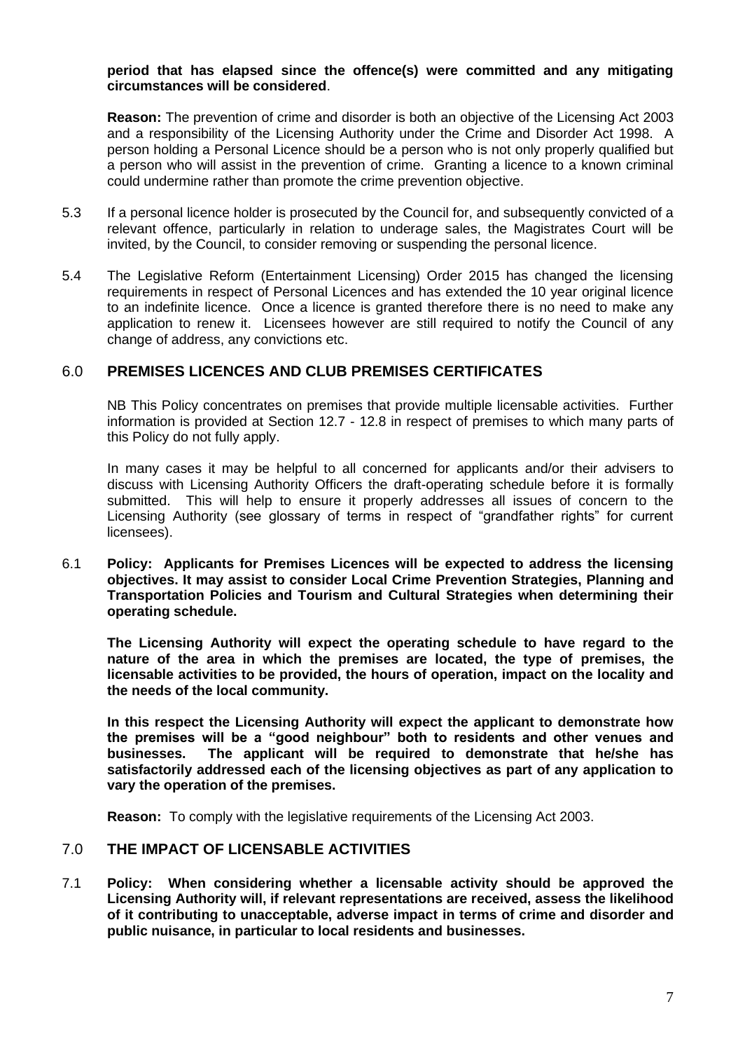**period that has elapsed since the offence(s) were committed and any mitigating circumstances will be considered**.

**Reason:** The prevention of crime and disorder is both an objective of the Licensing Act 2003 and a responsibility of the Licensing Authority under the Crime and Disorder Act 1998. A person holding a Personal Licence should be a person who is not only properly qualified but a person who will assist in the prevention of crime. Granting a licence to a known criminal could undermine rather than promote the crime prevention objective.

5.3 If a personal licence holder is prosecuted by the Council for, and subsequently convicted of a relevant offence, particularly in relation to underage sales, the Magistrates Court will be invited, by the Council, to consider removing or suspending the personal licence.

5.4 The Legislative Reform (Entertainment Licensing) Order 2015 has changed the licensing requirements in respect of Personal Licences and has extended the 10 year original licence to an indefinite licence. Once a licence is granted therefore there is no need to make any application to renew it. Licensees however are still required to notify the Council of any change of address, any convictions etc.

## 6.0 PREMISES LICENCES AND CLUB PREMISES CERTIFICATES

NB This Policy concentrates on premises that provide multiple licensable activities. Further information is provided at Section 12.7 - 12.8 in respect of premises to which many parts of this Policy do not fully apply.

In many cases it may be helpful to all concerned for applicants and/or their advisers to discuss with Licensing Authority Officers the draft-operating schedule before it is formally submitted. This will help to ensure it properly addresses all issues of concern to the Licensing Authority (see glossary of terms in respect of "grandfather rights" for current licensees).

6.1 **Policy: Applicants for Premises Licences will be expected to address the licensing objectives. It may assist to consider Local Crime Prevention Strategies, Planning and Transportation Policies and Tourism and Cultural Strategies when determining their operating schedule.**

**The Licensing Authority will expect the operating schedule to have regard to the nature of the area in which the premises are located, the type of premises, the licensable activities to be provided, the hours of operation, impact on the locality and the needs of the local community.**

**In this respect the Licensing Authority will expect the applicant to demonstrate how the premises will be a "good neighbour" both to residents and other venues and businesses. The applicant will be required to demonstrate that he/she has satisfactorily addressed each of the licensing objectives as part of any application to vary the operation of the premises.**

**Reason:** To comply with the legislative requirements of the Licensing Act 2003.

## 7.0 THE IMPACT OF LICENSABLE ACTIVITIES

7.1 **Policy: When considering whether a licensable activity should be approved the Licensing Authority will, if relevant representations are received, assess the likelihood of it contributing to unacceptable, adverse impact in terms of crime and disorder and public nuisance, in particular to local residents and businesses.**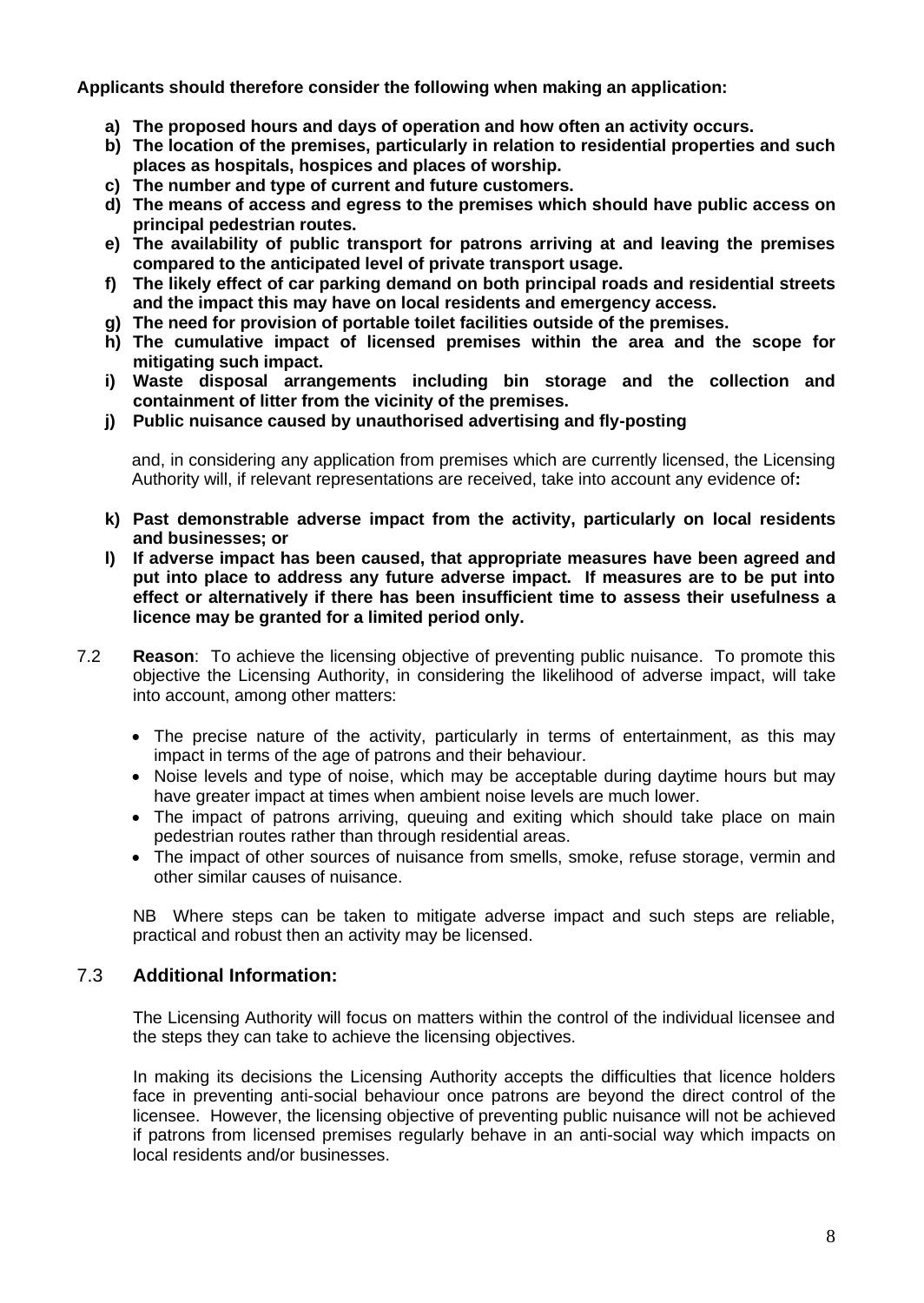**Applicants should therefore consider the following when making an application:**

- **a) The proposed hours and days of operation and how often an activity occurs.**
- **b) The location of the premises, particularly in relation to residential properties and such places as hospitals, hospices and places of worship.**
- **c) The number and type of current and future customers.**
- **d) The means of access and egress to the premises which should have public access on principal pedestrian routes.**
- **e) The availability of public transport for patrons arriving at and leaving the premises compared to the anticipated level of private transport usage.**
- **f) The likely effect of car parking demand on both principal roads and residential streets and the impact this may have on local residents and emergency access.**
- **g) The need for provision of portable toilet facilities outside of the premises.**
- **h) The cumulative impact of licensed premises within the area and the scope for mitigating such impact.**
- **i) Waste disposal arrangements including bin storage and the collection and containment of litter from the vicinity of the premises.**
- **j) Public nuisance caused by unauthorised advertising and fly-posting**

and, in considering any application from premises which are currently licensed, the Licensing Authority will, if relevant representations are received, take into account any evidence of**:**

- **k) Past demonstrable adverse impact from the activity, particularly on local residents and businesses; or**
- **l) If adverse impact has been caused, that appropriate measures have been agreed and put into place to address any future adverse impact. If measures are to be put into effect or alternatively if there has been insufficient time to assess their usefulness a licence may be granted for a limited period only.**

7.2 **Reason**: To achieve the licensing objective of preventing public nuisance. To promote this objective the Licensing Authority, in considering the likelihood of adverse impact, will take into account, among other matters:

- The precise nature of the activity, particularly in terms of entertainment, as this may impact in terms of the age of patrons and their behaviour.
- Noise levels and type of noise, which may be acceptable during daytime hours but may have greater impact at times when ambient noise levels are much lower.
- The impact of patrons arriving, queuing and exiting which should take place on main pedestrian routes rather than through residential areas.
- The impact of other sources of nuisance from smells, smoke, refuse storage, vermin and other similar causes of nuisance.

NB Where steps can be taken to mitigate adverse impact and such steps are reliable, practical and robust then an activity may be licensed.

### 7.3 Additional Information:

The Licensing Authority will focus on matters within the control of the individual licensee and the steps they can take to achieve the licensing objectives.

In making its decisions the Licensing Authority accepts the difficulties that licence holders face in preventing anti-social behaviour once patrons are beyond the direct control of the licensee. However, the licensing objective of preventing public nuisance will not be achieved if patrons from licensed premises regularly behave in an anti-social way which impacts on local residents and/or businesses.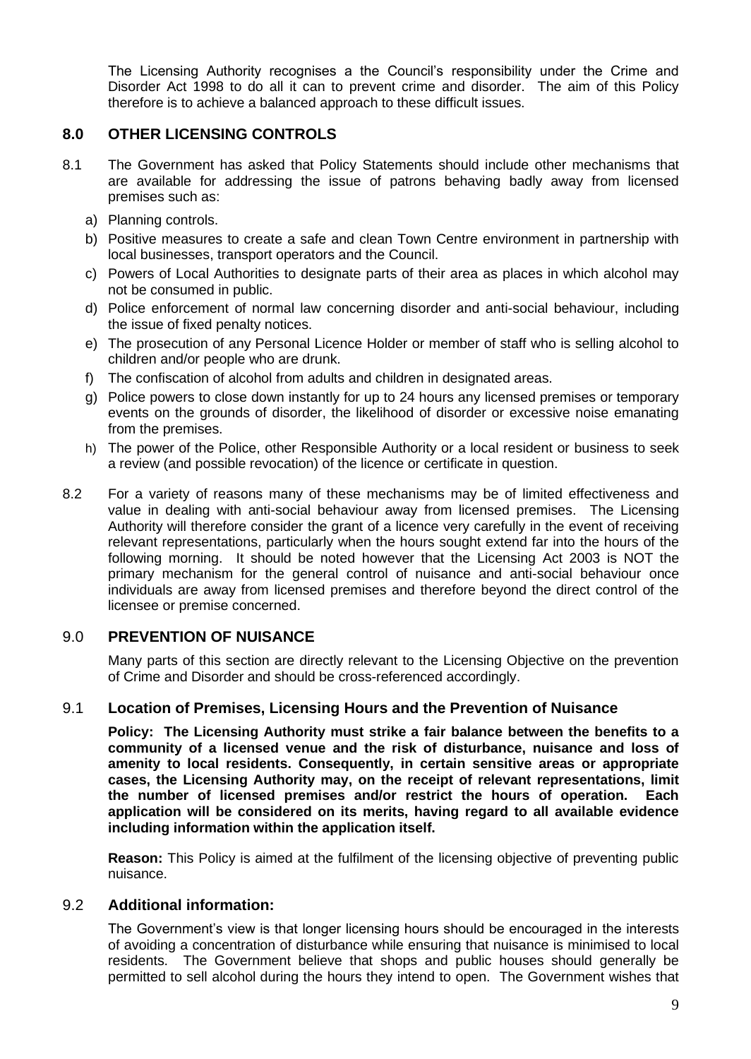The Licensing Authority recognises a the Council's responsibility under the Crime and Disorder Act 1998 to do all it can to prevent crime and disorder. The aim of this Policy therefore is to achieve a balanced approach to these difficult issues.

## 8.0 OTHER LICENSING CONTROLS

8.1 The Government has asked that Policy Statements should include other mechanisms that are available for addressing the issue of patrons behaving badly away from licensed premises such as:

a) Planning controls.

b) Positive measures to create a safe and clean Town Centre environment in partnership with local businesses, transport operators and the Council.

c) Powers of Local Authorities to designate parts of their area as places in which alcohol may not be consumed in public.

d) Police enforcement of normal law concerning disorder and anti-social behaviour, including the issue of fixed penalty notices.

e) The prosecution of any Personal Licence Holder or member of staff who is selling alcohol to children and/or people who are drunk.

f) The confiscation of alcohol from adults and children in designated areas.

g) Police powers to close down instantly for up to 24 hours any licensed premises or temporary events on the grounds of disorder, the likelihood of disorder or excessive noise emanating from the premises.

h) The power of the Police, other Responsible Authority or a local resident or business to seek a review (and possible revocation) of the licence or certificate in question.

8.2 For a variety of reasons many of these mechanisms may be of limited effectiveness and value in dealing with anti-social behaviour away from licensed premises. The Licensing Authority will therefore consider the grant of a licence very carefully in the event of receiving relevant representations, particularly when the hours sought extend far into the hours of the following morning. It should be noted however that the Licensing Act 2003 is NOT the primary mechanism for the general control of nuisance and anti-social behaviour once individuals are away from licensed premises and therefore beyond the direct control of the licensee or premise concerned.

## 9.0 PREVENTION OF NUISANCE

Many parts of this section are directly relevant to the Licensing Objective on the prevention of Crime and Disorder and should be cross-referenced accordingly.

### 9.1 Location of Premises, Licensing Hours and the Prevention of Nuisance

**Policy: The Licensing Authority must strike a fair balance between the benefits to a community of a licensed venue and the risk of disturbance, nuisance and loss of amenity to local residents. Consequently, in certain sensitive areas or appropriate cases, the Licensing Authority may, on the receipt of relevant representations, limit the number of licensed premises and/or restrict the hours of operation. Each application will be considered on its merits, having regard to all available evidence including information within the application itself.**

**Reason:** This Policy is aimed at the fulfilment of the licensing objective of preventing public nuisance.

### 9.2 Additional information:

The Government's view is that longer licensing hours should be encouraged in the interests of avoiding a concentration of disturbance while ensuring that nuisance is minimised to local residents. The Government believe that shops and public houses should generally be permitted to sell alcohol during the hours they intend to open. The Government wishes that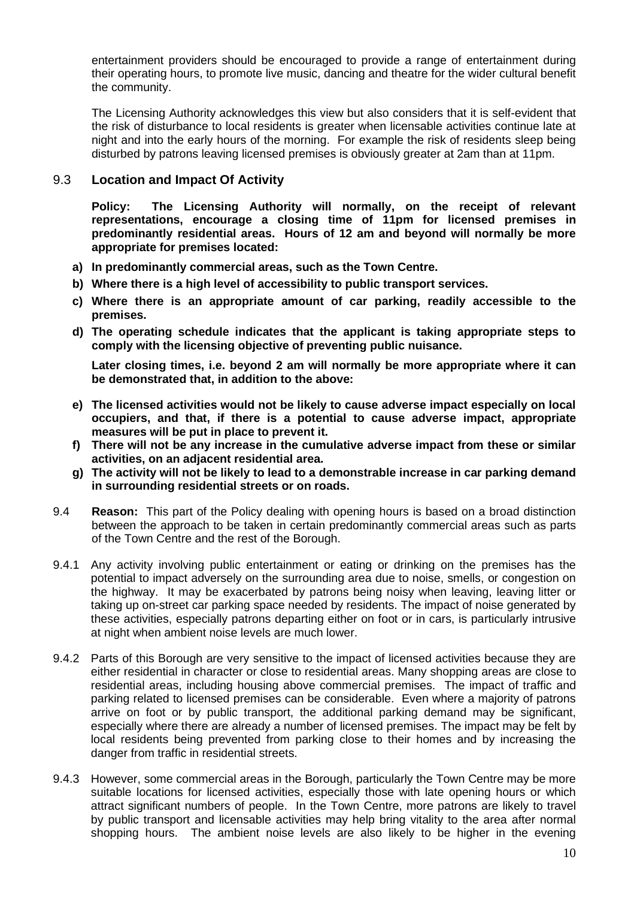entertainment providers should be encouraged to provide a range of entertainment during their operating hours, to promote live music, dancing and theatre for the wider cultural benefit the community.

The Licensing Authority acknowledges this view but also considers that it is self-evident that the risk of disturbance to local residents is greater when licensable activities continue late at night and into the early hours of the morning. For example the risk of residents sleep being disturbed by patrons leaving licensed premises is obviously greater at 2am than at 11pm.

### 9.3 Location and Impact Of Activity

**Policy: The Licensing Authority will normally, on the receipt of relevant representations, encourage a closing time of 11pm for licensed premises in predominantly residential areas. Hours of 12 am and beyond will normally be more appropriate for premises located:**

**a) In predominantly commercial areas, such as the Town Centre.**

**b) Where there is a high level of accessibility to public transport services.**

**c) Where there is an appropriate amount of car parking, readily accessible to the premises.**

**d) The operating schedule indicates that the applicant is taking appropriate steps to comply with the licensing objective of preventing public nuisance.**

**Later closing times, i.e. beyond 2 am will normally be more appropriate where it can be demonstrated that, in addition to the above:**

**e) The licensed activities would not be likely to cause adverse impact especially on local occupiers, and that, if there is a potential to cause adverse impact, appropriate measures will be put in place to prevent it.**

**f) There will not be any increase in the cumulative adverse impact from these or similar activities, on an adjacent residential area.**

**g) The activity will not be likely to lead to a demonstrable increase in car parking demand in surrounding residential streets or on roads.**

9.4 **Reason:** This part of the Policy dealing with opening hours is based on a broad distinction between the approach to be taken in certain predominantly commercial areas such as parts of the Town Centre and the rest of the Borough.

9.4.1 Any activity involving public entertainment or eating or drinking on the premises has the potential to impact adversely on the surrounding area due to noise, smells, or congestion on the highway. It may be exacerbated by patrons being noisy when leaving, leaving litter or taking up on-street car parking space needed by residents. The impact of noise generated by these activities, especially patrons departing either on foot or in cars, is particularly intrusive at night when ambient noise levels are much lower.

9.4.2 Parts of this Borough are very sensitive to the impact of licensed activities because they are either residential in character or close to residential areas. Many shopping areas are close to residential areas, including housing above commercial premises. The impact of traffic and parking related to licensed premises can be considerable. Even where a majority of patrons arrive on foot or by public transport, the additional parking demand may be significant, especially where there are already a number of licensed premises. The impact may be felt by local residents being prevented from parking close to their homes and by increasing the danger from traffic in residential streets.

9.4.3 However, some commercial areas in the Borough, particularly the Town Centre may be more suitable locations for licensed activities, especially those with late opening hours or which attract significant numbers of people. In the Town Centre, more patrons are likely to travel by public transport and licensable activities may help bring vitality to the area after normal shopping hours. The ambient noise levels are also likely to be higher in the evening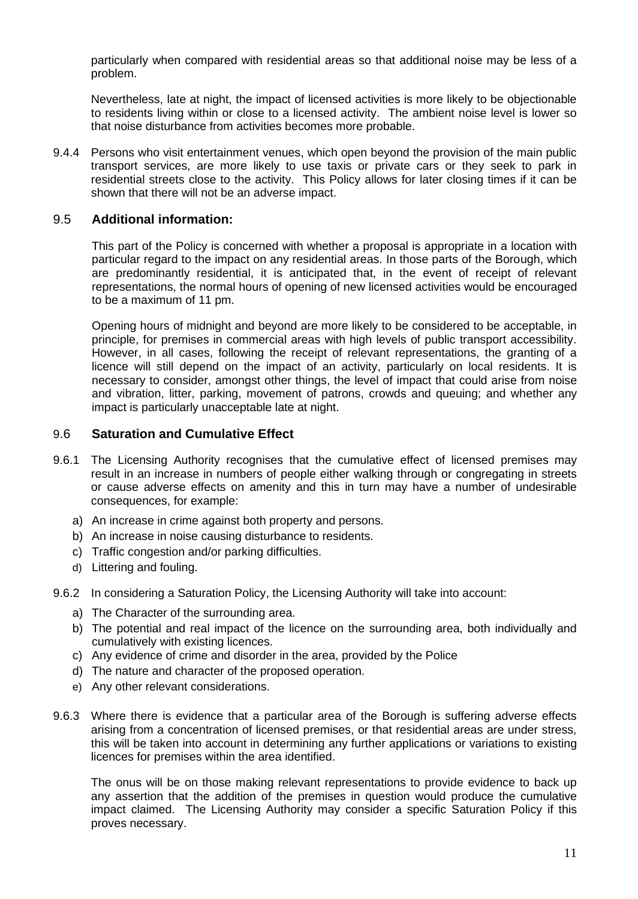particularly when compared with residential areas so that additional noise may be less of a problem.

Nevertheless, late at night, the impact of licensed activities is more likely to be objectionable to residents living within or close to a licensed activity. The ambient noise level is lower so that noise disturbance from activities becomes more probable.

9.4.4 Persons who visit entertainment venues, which open beyond the provision of the main public transport services, are more likely to use taxis or private cars or they seek to park in residential streets close to the activity. This Policy allows for later closing times if it can be shown that there will not be an adverse impact.

### 9.5 Additional information:

This part of the Policy is concerned with whether a proposal is appropriate in a location with particular regard to the impact on any residential areas. In those parts of the Borough, which are predominantly residential, it is anticipated that, in the event of receipt of relevant representations, the normal hours of opening of new licensed activities would be encouraged to be a maximum of 11 pm.

Opening hours of midnight and beyond are more likely to be considered to be acceptable, in principle, for premises in commercial areas with high levels of public transport accessibility. However, in all cases, following the receipt of relevant representations, the granting of a licence will still depend on the impact of an activity, particularly on local residents. It is necessary to consider, amongst other things, the level of impact that could arise from noise and vibration, litter, parking, movement of patrons, crowds and queuing; and whether any impact is particularly unacceptable late at night.

### 9.6 Saturation and Cumulative Effect

9.6.1 The Licensing Authority recognises that the cumulative effect of licensed premises may result in an increase in numbers of people either walking through or congregating in streets or cause adverse effects on amenity and this in turn may have a number of undesirable consequences, for example:

a) An increase in crime against both property and persons.
b) An increase in noise causing disturbance to residents.
c) Traffic congestion and/or parking difficulties.
d) Littering and fouling.

9.6.2 In considering a Saturation Policy, the Licensing Authority will take into account:

a) The Character of the surrounding area.
b) The potential and real impact of the licence on the surrounding area, both individually and cumulatively with existing licences.
c) Any evidence of crime and disorder in the area, provided by the Police
d) The nature and character of the proposed operation.
e) Any other relevant considerations.

9.6.3 Where there is evidence that a particular area of the Borough is suffering adverse effects arising from a concentration of licensed premises, or that residential areas are under stress, this will be taken into account in determining any further applications or variations to existing licences for premises within the area identified.

The onus will be on those making relevant representations to provide evidence to back up any assertion that the addition of the premises in question would produce the cumulative impact claimed. The Licensing Authority may consider a specific Saturation Policy if this proves necessary.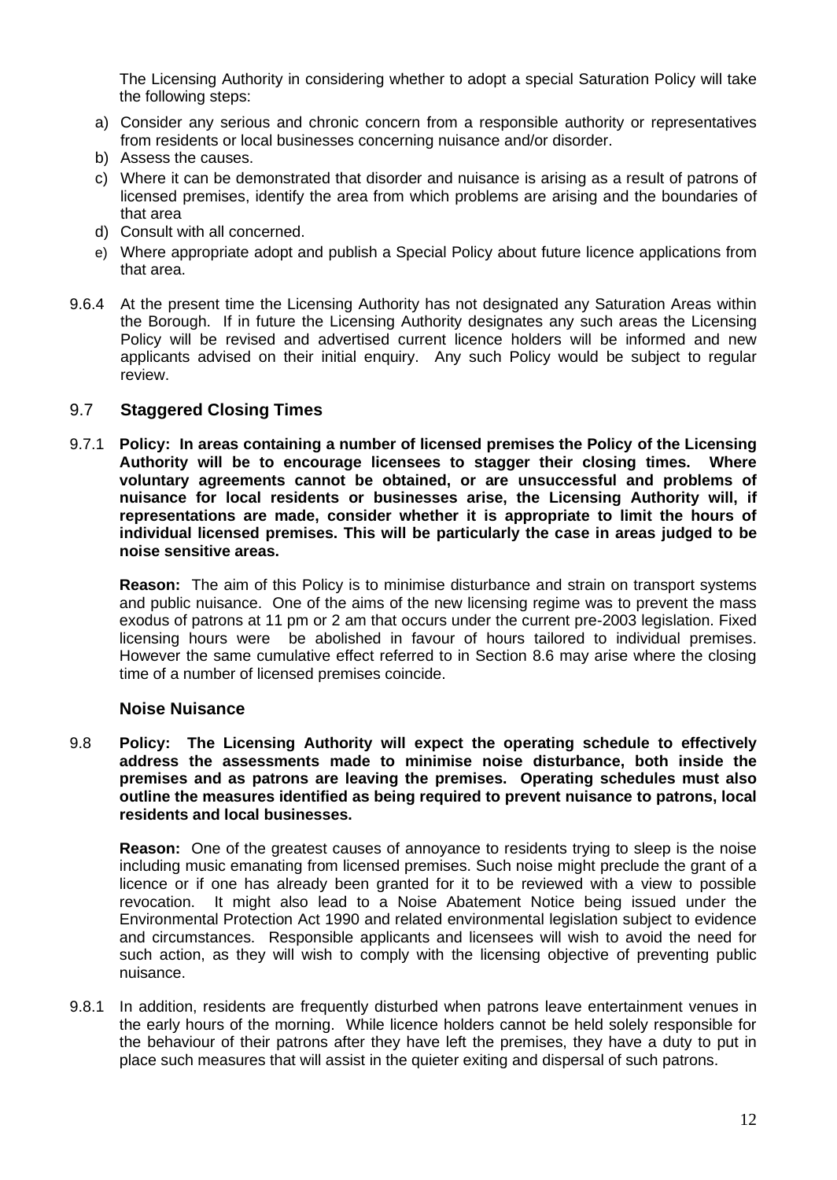The Licensing Authority in considering whether to adopt a special Saturation Policy will take the following steps:

a) Consider any serious and chronic concern from a responsible authority or representatives from residents or local businesses concerning nuisance and/or disorder.
b) Assess the causes.
c) Where it can be demonstrated that disorder and nuisance is arising as a result of patrons of licensed premises, identify the area from which problems are arising and the boundaries of that area
d) Consult with all concerned.
e) Where appropriate adopt and publish a Special Policy about future licence applications from that area.

9.6.4 At the present time the Licensing Authority has not designated any Saturation Areas within the Borough. If in future the Licensing Authority designates any such areas the Licensing Policy will be revised and advertised current licence holders will be informed and new applicants advised on their initial enquiry. Any such Policy would be subject to regular review.

## 9.7 Staggered Closing Times

9.7.1 **Policy: In areas containing a number of licensed premises the Policy of the Licensing Authority will be to encourage licensees to stagger their closing times. Where voluntary agreements cannot be obtained, or are unsuccessful and problems of nuisance for local residents or businesses arise, the Licensing Authority will, if representations are made, consider whether it is appropriate to limit the hours of individual licensed premises. This will be particularly the case in areas judged to be noise sensitive areas.**

**Reason:** The aim of this Policy is to minimise disturbance and strain on transport systems and public nuisance. One of the aims of the new licensing regime was to prevent the mass exodus of patrons at 11 pm or 2 am that occurs under the current pre-2003 legislation. Fixed licensing hours were be abolished in favour of hours tailored to individual premises. However the same cumulative effect referred to in Section 8.6 may arise where the closing time of a number of licensed premises coincide.

## Noise Nuisance

9.8 **Policy: The Licensing Authority will expect the operating schedule to effectively address the assessments made to minimise noise disturbance, both inside the premises and as patrons are leaving the premises. Operating schedules must also outline the measures identified as being required to prevent nuisance to patrons, local residents and local businesses.**

**Reason:** One of the greatest causes of annoyance to residents trying to sleep is the noise including music emanating from licensed premises. Such noise might preclude the grant of a licence or if one has already been granted for it to be reviewed with a view to possible revocation. It might also lead to a Noise Abatement Notice being issued under the Environmental Protection Act 1990 and related environmental legislation subject to evidence and circumstances. Responsible applicants and licensees will wish to avoid the need for such action, as they will wish to comply with the licensing objective of preventing public nuisance.

9.8.1 In addition, residents are frequently disturbed when patrons leave entertainment venues in the early hours of the morning. While licence holders cannot be held solely responsible for the behaviour of their patrons after they have left the premises, they have a duty to put in place such measures that will assist in the quieter exiting and dispersal of such patrons.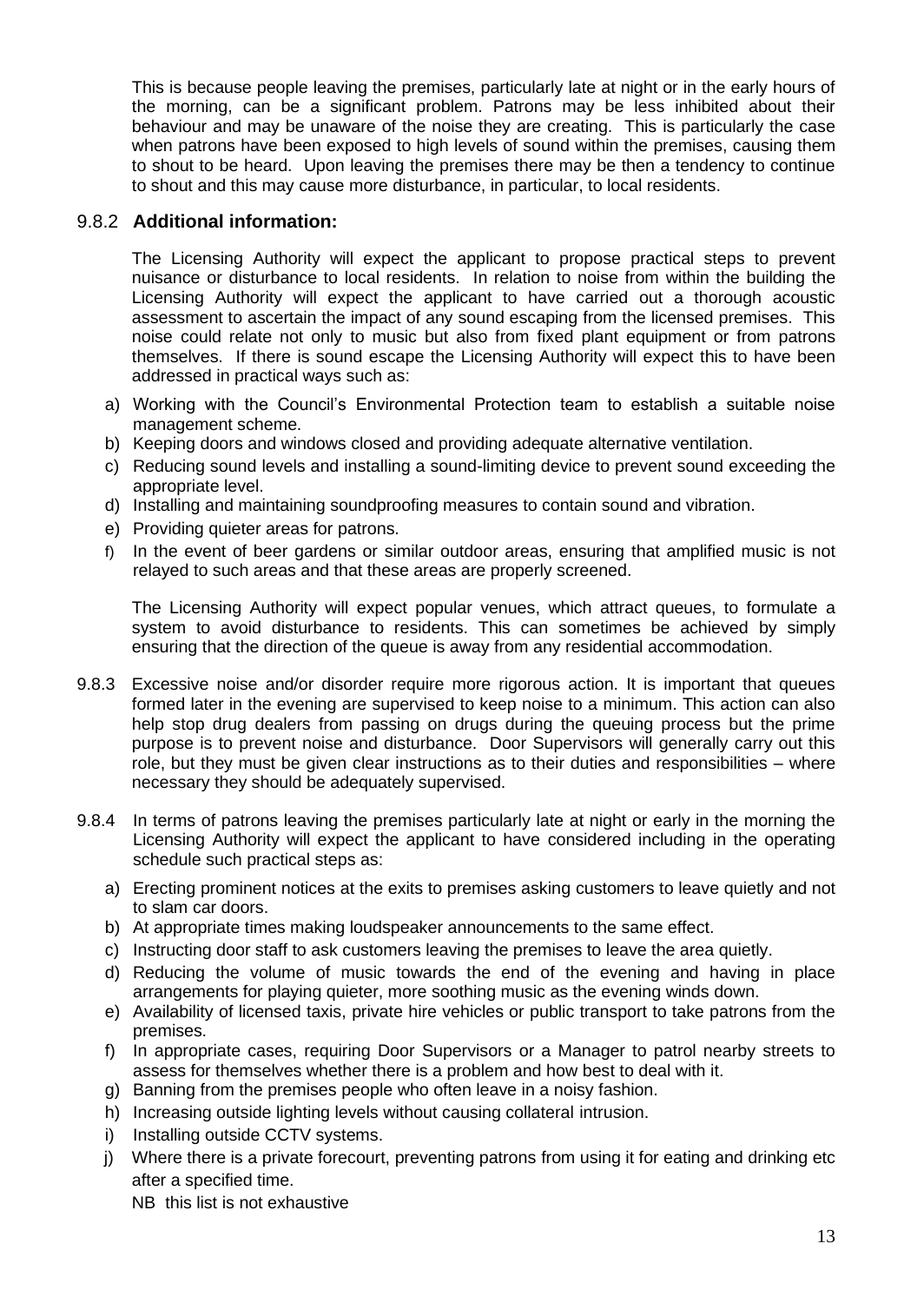This is because people leaving the premises, particularly late at night or in the early hours of the morning, can be a significant problem. Patrons may be less inhibited about their behaviour and may be unaware of the noise they are creating. This is particularly the case when patrons have been exposed to high levels of sound within the premises, causing them to shout to be heard. Upon leaving the premises there may be then a tendency to continue to shout and this may cause more disturbance, in particular, to local residents.

9.8.2 **Additional information:**

The Licensing Authority will expect the applicant to propose practical steps to prevent nuisance or disturbance to local residents. In relation to noise from within the building the Licensing Authority will expect the applicant to have carried out a thorough acoustic assessment to ascertain the impact of any sound escaping from the licensed premises. This noise could relate not only to music but also from fixed plant equipment or from patrons themselves. If there is sound escape the Licensing Authority will expect this to have been addressed in practical ways such as:

a) Working with the Council's Environmental Protection team to establish a suitable noise management scheme.
b) Keeping doors and windows closed and providing adequate alternative ventilation.
c) Reducing sound levels and installing a sound-limiting device to prevent sound exceeding the appropriate level.
d) Installing and maintaining soundproofing measures to contain sound and vibration.
e) Providing quieter areas for patrons.
f) In the event of beer gardens or similar outdoor areas, ensuring that amplified music is not relayed to such areas and that these areas are properly screened.

The Licensing Authority will expect popular venues, which attract queues, to formulate a system to avoid disturbance to residents. This can sometimes be achieved by simply ensuring that the direction of the queue is away from any residential accommodation.

9.8.3 Excessive noise and/or disorder require more rigorous action. It is important that queues formed later in the evening are supervised to keep noise to a minimum. This action can also help stop drug dealers from passing on drugs during the queuing process but the prime purpose is to prevent noise and disturbance. Door Supervisors will generally carry out this role, but they must be given clear instructions as to their duties and responsibilities – where necessary they should be adequately supervised.

9.8.4 In terms of patrons leaving the premises particularly late at night or early in the morning the Licensing Authority will expect the applicant to have considered including in the operating schedule such practical steps as:

a) Erecting prominent notices at the exits to premises asking customers to leave quietly and not to slam car doors.
b) At appropriate times making loudspeaker announcements to the same effect.
c) Instructing door staff to ask customers leaving the premises to leave the area quietly.
d) Reducing the volume of music towards the end of the evening and having in place arrangements for playing quieter, more soothing music as the evening winds down.
e) Availability of licensed taxis, private hire vehicles or public transport to take patrons from the premises.
f) In appropriate cases, requiring Door Supervisors or a Manager to patrol nearby streets to assess for themselves whether there is a problem and how best to deal with it.
g) Banning from the premises people who often leave in a noisy fashion.
h) Increasing outside lighting levels without causing collateral intrusion.
i) Installing outside CCTV systems.
j) Where there is a private forecourt, preventing patrons from using it for eating and drinking etc after a specified time.

NB this list is not exhaustive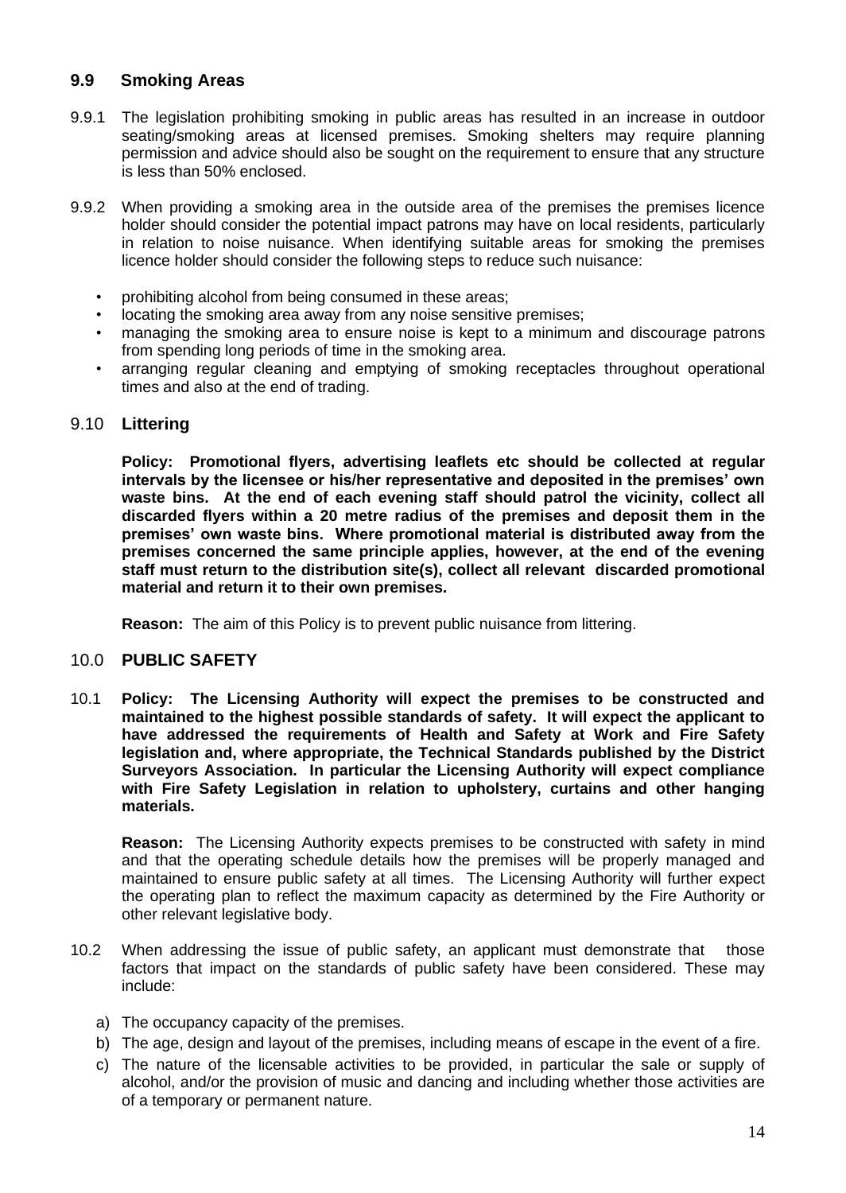### 9.9 Smoking Areas

9.9.1 The legislation prohibiting smoking in public areas has resulted in an increase in outdoor seating/smoking areas at licensed premises. Smoking shelters may require planning permission and advice should also be sought on the requirement to ensure that any structure is less than 50% enclosed.

9.9.2 When providing a smoking area in the outside area of the premises the premises licence holder should consider the potential impact patrons may have on local residents, particularly in relation to noise nuisance. When identifying suitable areas for smoking the premises licence holder should consider the following steps to reduce such nuisance:

- prohibiting alcohol from being consumed in these areas;
- locating the smoking area away from any noise sensitive premises;
- managing the smoking area to ensure noise is kept to a minimum and discourage patrons from spending long periods of time in the smoking area.
- arranging regular cleaning and emptying of smoking receptacles throughout operational times and also at the end of trading.

### 9.10 Littering

**Policy: Promotional flyers, advertising leaflets etc should be collected at regular intervals by the licensee or his/her representative and deposited in the premises' own waste bins. At the end of each evening staff should patrol the vicinity, collect all discarded flyers within a 20 metre radius of the premises and deposit them in the premises' own waste bins. Where promotional material is distributed away from the premises concerned the same principle applies, however, at the end of the evening staff must return to the distribution site(s), collect all relevant discarded promotional material and return it to their own premises.**

**Reason:** The aim of this Policy is to prevent public nuisance from littering.

## 10.0 PUBLIC SAFETY

10.1 **Policy: The Licensing Authority will expect the premises to be constructed and maintained to the highest possible standards of safety. It will expect the applicant to have addressed the requirements of Health and Safety at Work and Fire Safety legislation and, where appropriate, the Technical Standards published by the District Surveyors Association. In particular the Licensing Authority will expect compliance with Fire Safety Legislation in relation to upholstery, curtains and other hanging materials.**

**Reason:** The Licensing Authority expects premises to be constructed with safety in mind and that the operating schedule details how the premises will be properly managed and maintained to ensure public safety at all times. The Licensing Authority will further expect the operating plan to reflect the maximum capacity as determined by the Fire Authority or other relevant legislative body.

10.2 When addressing the issue of public safety, an applicant must demonstrate that those factors that impact on the standards of public safety have been considered. These may include:

a) The occupancy capacity of the premises.
b) The age, design and layout of the premises, including means of escape in the event of a fire.
c) The nature of the licensable activities to be provided, in particular the sale or supply of alcohol, and/or the provision of music and dancing and including whether those activities are of a temporary or permanent nature.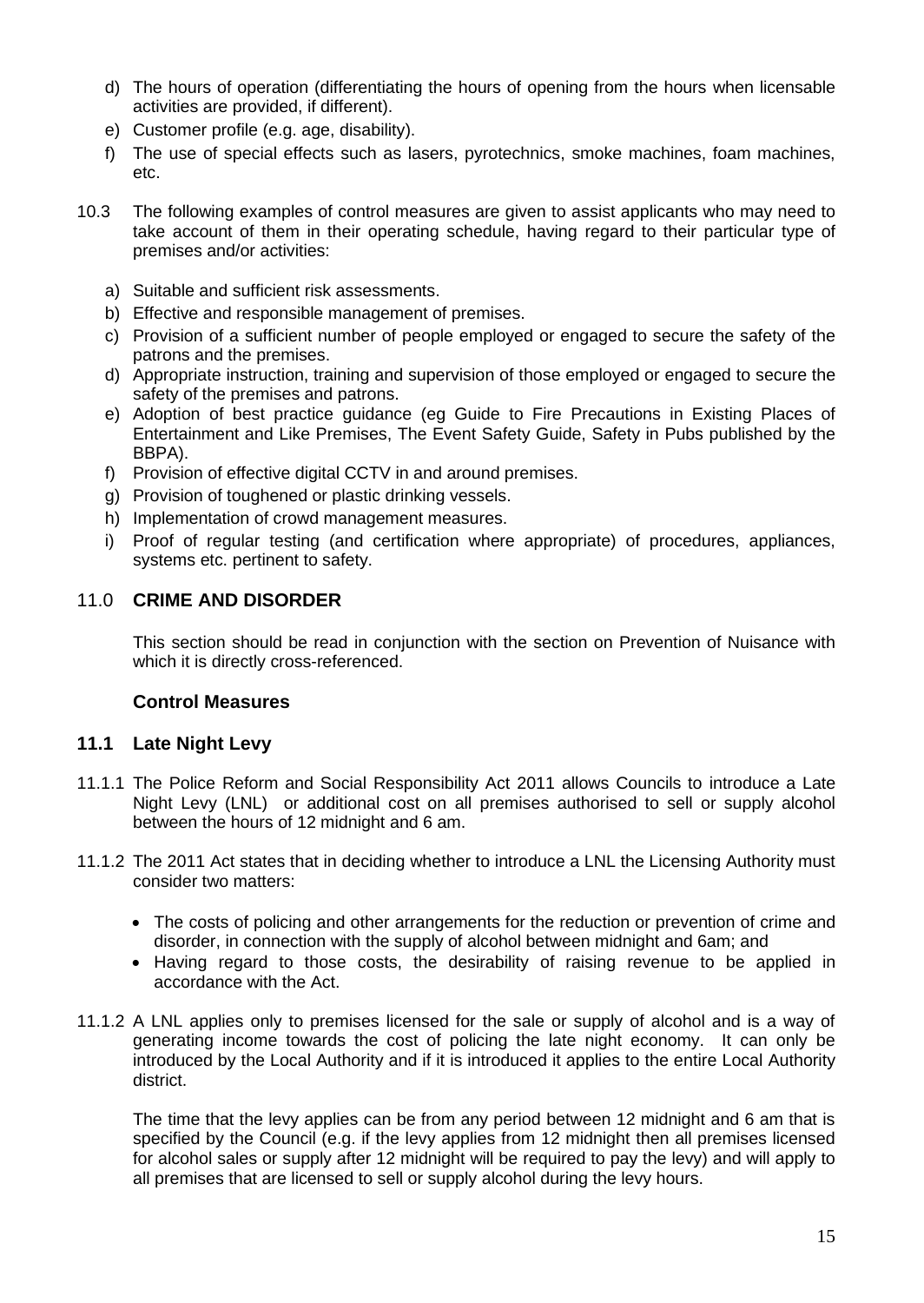d) The hours of operation (differentiating the hours of opening from the hours when licensable activities are provided, if different).

e) Customer profile (e.g. age, disability).

f) The use of special effects such as lasers, pyrotechnics, smoke machines, foam machines, etc.

10.3 The following examples of control measures are given to assist applicants who may need to take account of them in their operating schedule, having regard to their particular type of premises and/or activities:

a) Suitable and sufficient risk assessments.

b) Effective and responsible management of premises.

c) Provision of a sufficient number of people employed or engaged to secure the safety of the patrons and the premises.

d) Appropriate instruction, training and supervision of those employed or engaged to secure the safety of the premises and patrons.

e) Adoption of best practice guidance (eg Guide to Fire Precautions in Existing Places of Entertainment and Like Premises, The Event Safety Guide, Safety in Pubs published by the BBPA).

f) Provision of effective digital CCTV in and around premises.

g) Provision of toughened or plastic drinking vessels.

h) Implementation of crowd management measures.

i) Proof of regular testing (and certification where appropriate) of procedures, appliances, systems etc. pertinent to safety.

## 11.0 CRIME AND DISORDER

This section should be read in conjunction with the section on Prevention of Nuisance with which it is directly cross-referenced.

### Control Measures

### 11.1 Late Night Levy

11.1.1 The Police Reform and Social Responsibility Act 2011 allows Councils to introduce a Late Night Levy (LNL) or additional cost on all premises authorised to sell or supply alcohol between the hours of 12 midnight and 6 am.

11.1.2 The 2011 Act states that in deciding whether to introduce a LNL the Licensing Authority must consider two matters:

- The costs of policing and other arrangements for the reduction or prevention of crime and disorder, in connection with the supply of alcohol between midnight and 6am; and
- Having regard to those costs, the desirability of raising revenue to be applied in accordance with the Act.

11.1.2 A LNL applies only to premises licensed for the sale or supply of alcohol and is a way of generating income towards the cost of policing the late night economy. It can only be introduced by the Local Authority and if it is introduced it applies to the entire Local Authority district.

The time that the levy applies can be from any period between 12 midnight and 6 am that is specified by the Council (e.g. if the levy applies from 12 midnight then all premises licensed for alcohol sales or supply after 12 midnight will be required to pay the levy) and will apply to all premises that are licensed to sell or supply alcohol during the levy hours.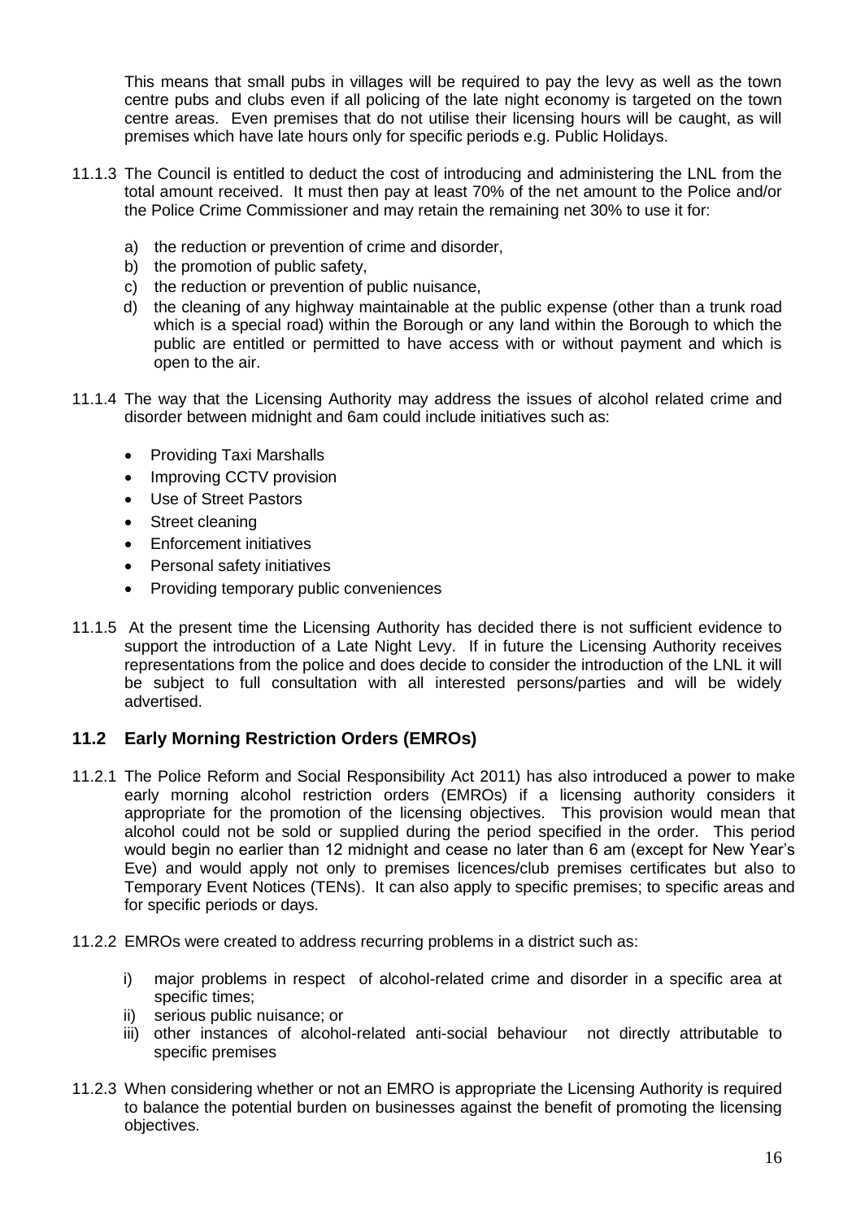This means that small pubs in villages will be required to pay the levy as well as the town centre pubs and clubs even if all policing of the late night economy is targeted on the town centre areas. Even premises that do not utilise their licensing hours will be caught, as will premises which have late hours only for specific periods e.g. Public Holidays.

11.1.3 The Council is entitled to deduct the cost of introducing and administering the LNL from the total amount received. It must then pay at least 70% of the net amount to the Police and/or the Police Crime Commissioner and may retain the remaining net 30% to use it for:

a) the reduction or prevention of crime and disorder,
b) the promotion of public safety,
c) the reduction or prevention of public nuisance,
d) the cleaning of any highway maintainable at the public expense (other than a trunk road which is a special road) within the Borough or any land within the Borough to which the public are entitled or permitted to have access with or without payment and which is open to the air.

11.1.4 The way that the Licensing Authority may address the issues of alcohol related crime and disorder between midnight and 6am could include initiatives such as:

- Providing Taxi Marshalls
- Improving CCTV provision
- Use of Street Pastors
- Street cleaning
- Enforcement initiatives
- Personal safety initiatives
- Providing temporary public conveniences

11.1.5 At the present time the Licensing Authority has decided there is not sufficient evidence to support the introduction of a Late Night Levy. If in future the Licensing Authority receives representations from the police and does decide to consider the introduction of the LNL it will be subject to full consultation with all interested persons/parties and will be widely advertised.

## 11.2 Early Morning Restriction Orders (EMROs)

11.2.1 The Police Reform and Social Responsibility Act 2011) has also introduced a power to make early morning alcohol restriction orders (EMROs) if a licensing authority considers it appropriate for the promotion of the licensing objectives. This provision would mean that alcohol could not be sold or supplied during the period specified in the order. This period would begin no earlier than 12 midnight and cease no later than 6 am (except for New Year's Eve) and would apply not only to premises licences/club premises certificates but also to Temporary Event Notices (TENs). It can also apply to specific premises; to specific areas and for specific periods or days.

11.2.2 EMROs were created to address recurring problems in a district such as:

i) major problems in respect of alcohol-related crime and disorder in a specific area at specific times;
ii) serious public nuisance; or
iii) other instances of alcohol-related anti-social behaviour not directly attributable to specific premises

11.2.3 When considering whether or not an EMRO is appropriate the Licensing Authority is required to balance the potential burden on businesses against the benefit of promoting the licensing objectives.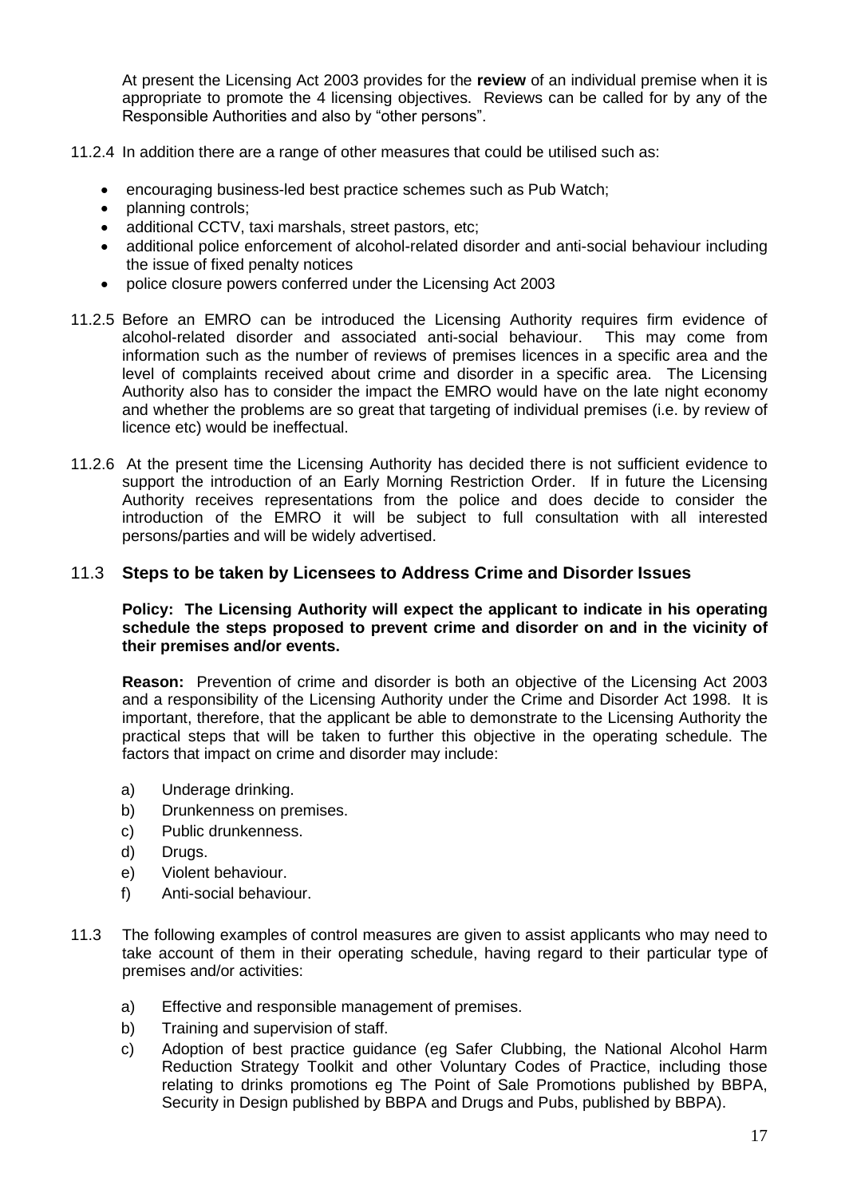At present the Licensing Act 2003 provides for the **review** of an individual premise when it is appropriate to promote the 4 licensing objectives. Reviews can be called for by any of the Responsible Authorities and also by "other persons".

11.2.4 In addition there are a range of other measures that could be utilised such as:

- encouraging business-led best practice schemes such as Pub Watch;
- planning controls;
- additional CCTV, taxi marshals, street pastors, etc;
- additional police enforcement of alcohol-related disorder and anti-social behaviour including the issue of fixed penalty notices
- police closure powers conferred under the Licensing Act 2003

11.2.5 Before an EMRO can be introduced the Licensing Authority requires firm evidence of alcohol-related disorder and associated anti-social behaviour. This may come from information such as the number of reviews of premises licences in a specific area and the level of complaints received about crime and disorder in a specific area. The Licensing Authority also has to consider the impact the EMRO would have on the late night economy and whether the problems are so great that targeting of individual premises (i.e. by review of licence etc) would be ineffectual.

11.2.6 At the present time the Licensing Authority has decided there is not sufficient evidence to support the introduction of an Early Morning Restriction Order. If in future the Licensing Authority receives representations from the police and does decide to consider the introduction of the EMRO it will be subject to full consultation with all interested persons/parties and will be widely advertised.

### 11.3 Steps to be taken by Licensees to Address Crime and Disorder Issues

**Policy: The Licensing Authority will expect the applicant to indicate in his operating schedule the steps proposed to prevent crime and disorder on and in the vicinity of their premises and/or events.**

**Reason:** Prevention of crime and disorder is both an objective of the Licensing Act 2003 and a responsibility of the Licensing Authority under the Crime and Disorder Act 1998. It is important, therefore, that the applicant be able to demonstrate to the Licensing Authority the practical steps that will be taken to further this objective in the operating schedule. The factors that impact on crime and disorder may include:

a) Underage drinking.
b) Drunkenness on premises.
c) Public drunkenness.
d) Drugs.
e) Violent behaviour.
f) Anti-social behaviour.

11.3 The following examples of control measures are given to assist applicants who may need to take account of them in their operating schedule, having regard to their particular type of premises and/or activities:

a) Effective and responsible management of premises.
b) Training and supervision of staff.
c) Adoption of best practice guidance (eg Safer Clubbing, the National Alcohol Harm Reduction Strategy Toolkit and other Voluntary Codes of Practice, including those relating to drinks promotions eg The Point of Sale Promotions published by BBPA, Security in Design published by BBPA and Drugs and Pubs, published by BBPA).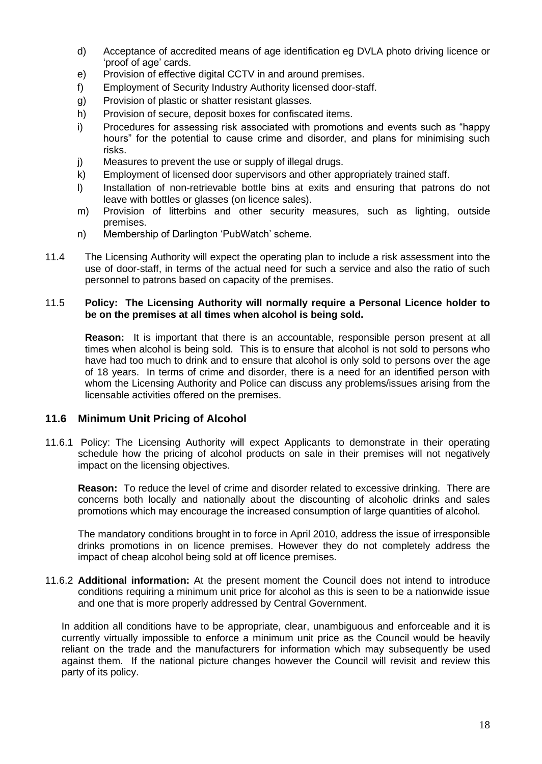d) Acceptance of accredited means of age identification eg DVLA photo driving licence or 'proof of age' cards.
e) Provision of effective digital CCTV in and around premises.
f) Employment of Security Industry Authority licensed door-staff.
g) Provision of plastic or shatter resistant glasses.
h) Provision of secure, deposit boxes for confiscated items.
i) Procedures for assessing risk associated with promotions and events such as "happy hours" for the potential to cause crime and disorder, and plans for minimising such risks.
j) Measures to prevent the use or supply of illegal drugs.
k) Employment of licensed door supervisors and other appropriately trained staff.
l) Installation of non-retrievable bottle bins at exits and ensuring that patrons do not leave with bottles or glasses (on licence sales).
m) Provision of litterbins and other security measures, such as lighting, outside premises.
n) Membership of Darlington 'PubWatch' scheme.

11.4 The Licensing Authority will expect the operating plan to include a risk assessment into the use of door-staff, in terms of the actual need for such a service and also the ratio of such personnel to patrons based on capacity of the premises.

11.5 **Policy: The Licensing Authority will normally require a Personal Licence holder to be on the premises at all times when alcohol is being sold.**

**Reason:** It is important that there is an accountable, responsible person present at all times when alcohol is being sold. This is to ensure that alcohol is not sold to persons who have had too much to drink and to ensure that alcohol is only sold to persons over the age of 18 years. In terms of crime and disorder, there is a need for an identified person with whom the Licensing Authority and Police can discuss any problems/issues arising from the licensable activities offered on the premises.

## 11.6 Minimum Unit Pricing of Alcohol

11.6.1 Policy: The Licensing Authority will expect Applicants to demonstrate in their operating schedule how the pricing of alcohol products on sale in their premises will not negatively impact on the licensing objectives.

**Reason:** To reduce the level of crime and disorder related to excessive drinking. There are concerns both locally and nationally about the discounting of alcoholic drinks and sales promotions which may encourage the increased consumption of large quantities of alcohol.

The mandatory conditions brought in to force in April 2010, address the issue of irresponsible drinks promotions in on licence premises. However they do not completely address the impact of cheap alcohol being sold at off licence premises.

11.6.2 **Additional information:** At the present moment the Council does not intend to introduce conditions requiring a minimum unit price for alcohol as this is seen to be a nationwide issue and one that is more properly addressed by Central Government.

In addition all conditions have to be appropriate, clear, unambiguous and enforceable and it is currently virtually impossible to enforce a minimum unit price as the Council would be heavily reliant on the trade and the manufacturers for information which may subsequently be used against them. If the national picture changes however the Council will revisit and review this party of its policy.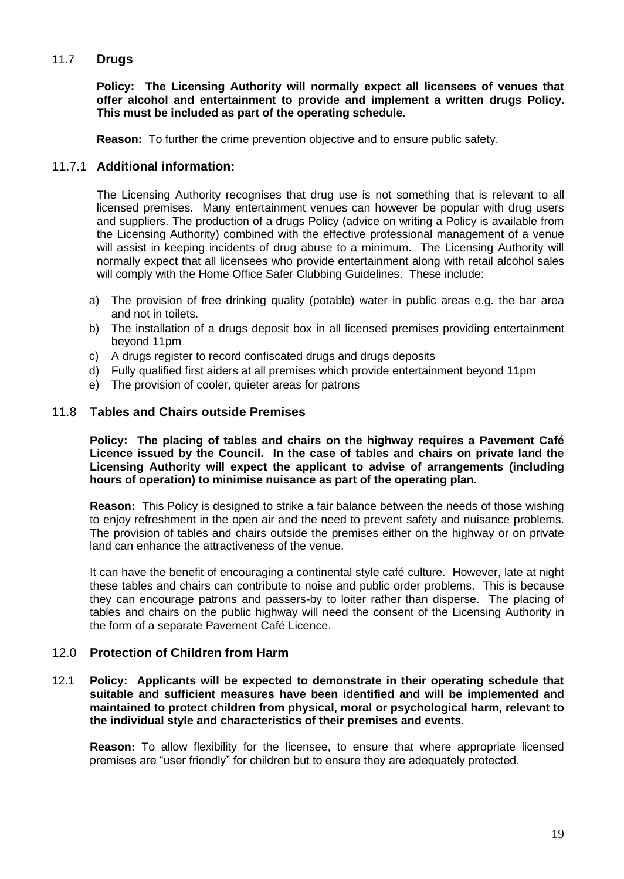## 11.7 **Drugs**

**Policy: The Licensing Authority will normally expect all licensees of venues that offer alcohol and entertainment to provide and implement a written drugs Policy. This must be included as part of the operating schedule.**

**Reason:** To further the crime prevention objective and to ensure public safety.

### 11.7.1 **Additional information:**

The Licensing Authority recognises that drug use is not something that is relevant to all licensed premises. Many entertainment venues can however be popular with drug users and suppliers. The production of a drugs Policy (advice on writing a Policy is available from the Licensing Authority) combined with the effective professional management of a venue will assist in keeping incidents of drug abuse to a minimum. The Licensing Authority will normally expect that all licensees who provide entertainment along with retail alcohol sales will comply with the Home Office Safer Clubbing Guidelines. These include:

a) The provision of free drinking quality (potable) water in public areas e.g. the bar area and not in toilets.
b) The installation of a drugs deposit box in all licensed premises providing entertainment beyond 11pm
c) A drugs register to record confiscated drugs and drugs deposits
d) Fully qualified first aiders at all premises which provide entertainment beyond 11pm
e) The provision of cooler, quieter areas for patrons

## 11.8 **Tables and Chairs outside Premises**

**Policy: The placing of tables and chairs on the highway requires a Pavement Café Licence issued by the Council. In the case of tables and chairs on private land the Licensing Authority will expect the applicant to advise of arrangements (including hours of operation) to minimise nuisance as part of the operating plan.**

**Reason:** This Policy is designed to strike a fair balance between the needs of those wishing to enjoy refreshment in the open air and the need to prevent safety and nuisance problems. The provision of tables and chairs outside the premises either on the highway or on private land can enhance the attractiveness of the venue.

It can have the benefit of encouraging a continental style café culture. However, late at night these tables and chairs can contribute to noise and public order problems. This is because they can encourage patrons and passers-by to loiter rather than disperse. The placing of tables and chairs on the public highway will need the consent of the Licensing Authority in the form of a separate Pavement Café Licence.

# 12.0 **Protection of Children from Harm**

12.1 **Policy: Applicants will be expected to demonstrate in their operating schedule that suitable and sufficient measures have been identified and will be implemented and maintained to protect children from physical, moral or psychological harm, relevant to the individual style and characteristics of their premises and events.**

**Reason:** To allow flexibility for the licensee, to ensure that where appropriate licensed premises are "user friendly" for children but to ensure they are adequately protected.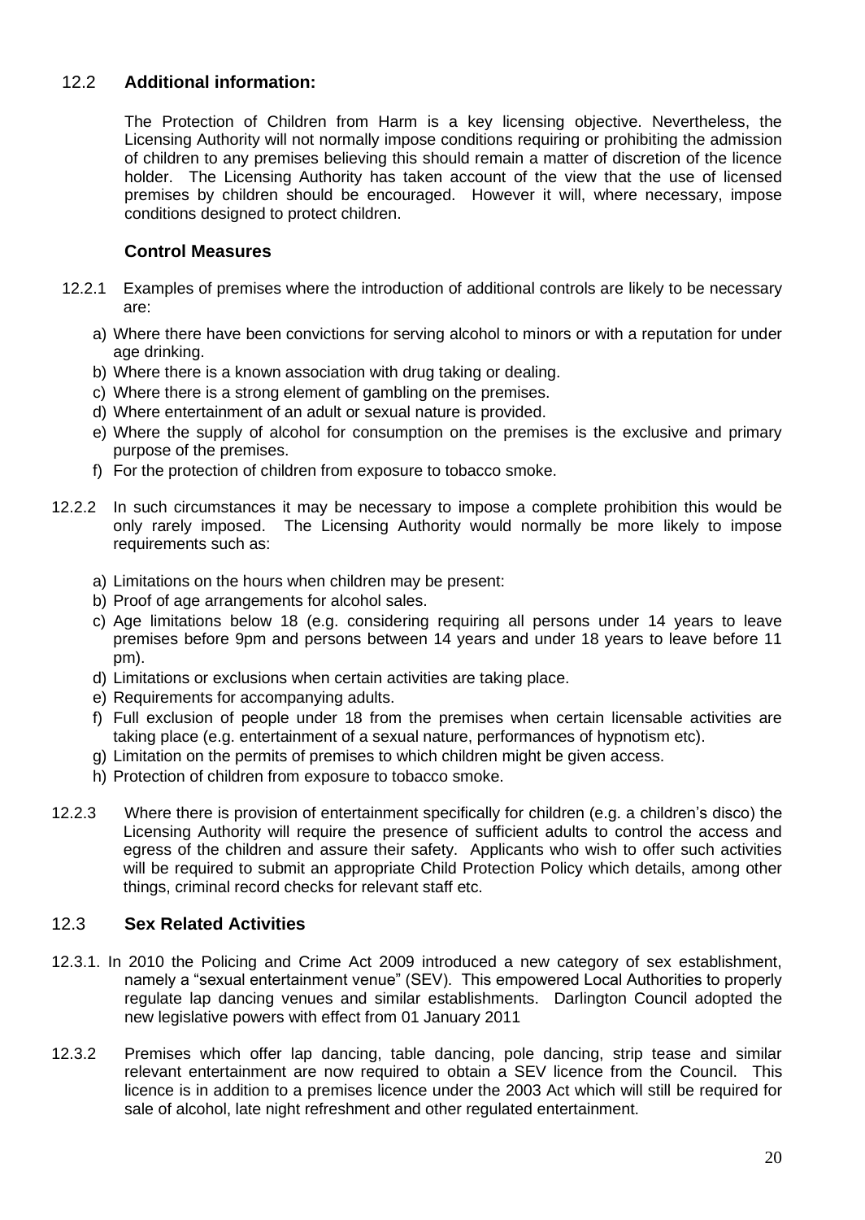## 12.2 Additional information:

The Protection of Children from Harm is a key licensing objective. Nevertheless, the Licensing Authority will not normally impose conditions requiring or prohibiting the admission of children to any premises believing this should remain a matter of discretion of the licence holder. The Licensing Authority has taken account of the view that the use of licensed premises by children should be encouraged. However it will, where necessary, impose conditions designed to protect children.

### Control Measures

12.2.1 Examples of premises where the introduction of additional controls are likely to be necessary are:

a) Where there have been convictions for serving alcohol to minors or with a reputation for under age drinking.
b) Where there is a known association with drug taking or dealing.
c) Where there is a strong element of gambling on the premises.
d) Where entertainment of an adult or sexual nature is provided.
e) Where the supply of alcohol for consumption on the premises is the exclusive and primary purpose of the premises.
f) For the protection of children from exposure to tobacco smoke.

12.2.2 In such circumstances it may be necessary to impose a complete prohibition this would be only rarely imposed. The Licensing Authority would normally be more likely to impose requirements such as:

a) Limitations on the hours when children may be present:
b) Proof of age arrangements for alcohol sales.
c) Age limitations below 18 (e.g. considering requiring all persons under 14 years to leave premises before 9pm and persons between 14 years and under 18 years to leave before 11 pm).
d) Limitations or exclusions when certain activities are taking place.
e) Requirements for accompanying adults.
f) Full exclusion of people under 18 from the premises when certain licensable activities are taking place (e.g. entertainment of a sexual nature, performances of hypnotism etc).
g) Limitation on the permits of premises to which children might be given access.
h) Protection of children from exposure to tobacco smoke.

12.2.3 Where there is provision of entertainment specifically for children (e.g. a children's disco) the Licensing Authority will require the presence of sufficient adults to control the access and egress of the children and assure their safety. Applicants who wish to offer such activities will be required to submit an appropriate Child Protection Policy which details, among other things, criminal record checks for relevant staff etc.

## 12.3 Sex Related Activities

12.3.1. In 2010 the Policing and Crime Act 2009 introduced a new category of sex establishment, namely a "sexual entertainment venue" (SEV). This empowered Local Authorities to properly regulate lap dancing venues and similar establishments. Darlington Council adopted the new legislative powers with effect from 01 January 2011

12.3.2 Premises which offer lap dancing, table dancing, pole dancing, strip tease and similar relevant entertainment are now required to obtain a SEV licence from the Council. This licence is in addition to a premises licence under the 2003 Act which will still be required for sale of alcohol, late night refreshment and other regulated entertainment.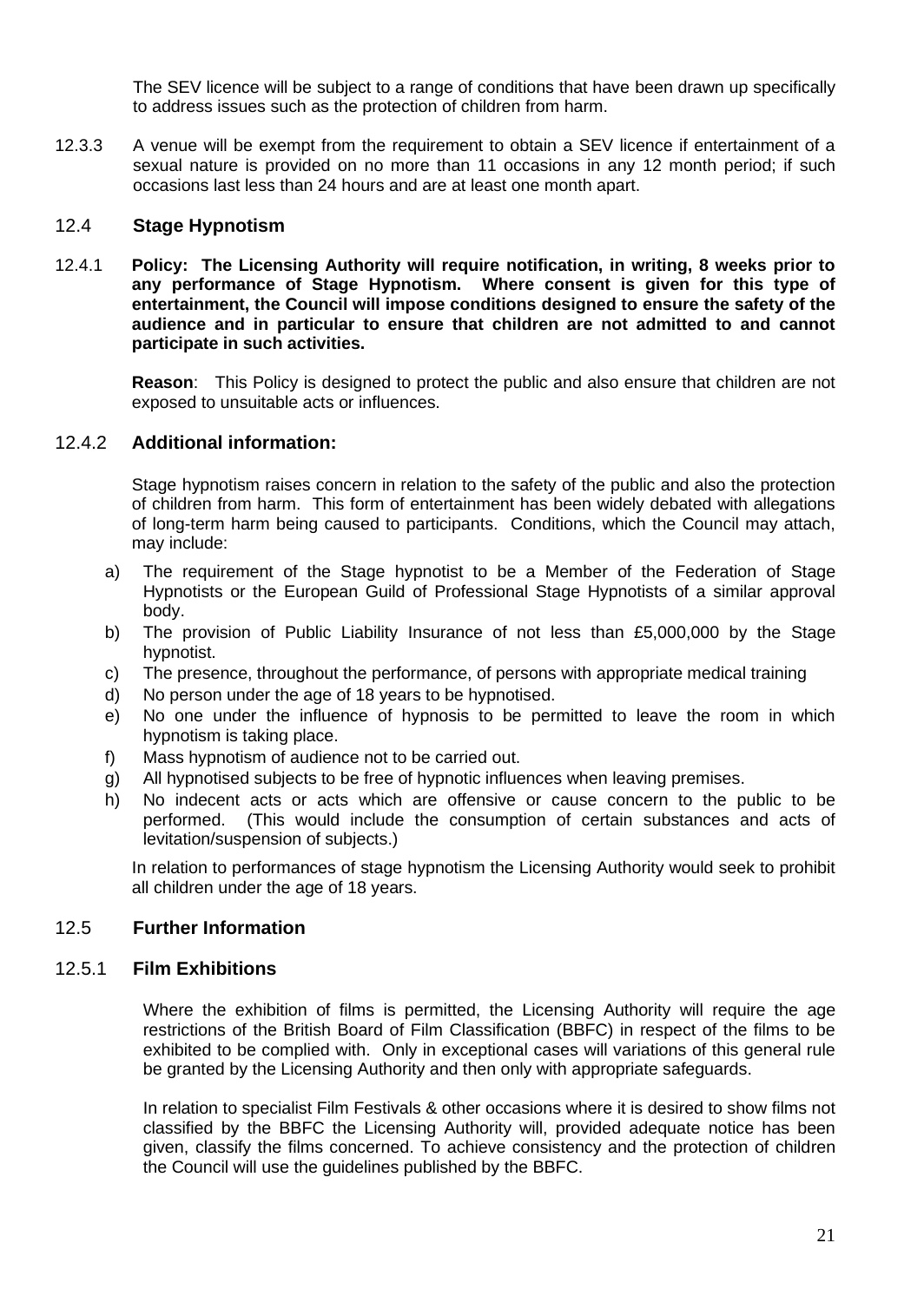The SEV licence will be subject to a range of conditions that have been drawn up specifically to address issues such as the protection of children from harm.

12.3.3 A venue will be exempt from the requirement to obtain a SEV licence if entertainment of a sexual nature is provided on no more than 11 occasions in any 12 month period; if such occasions last less than 24 hours and are at least one month apart.

## 12.4 Stage Hypnotism

12.4.1 **Policy: The Licensing Authority will require notification, in writing, 8 weeks prior to any performance of Stage Hypnotism. Where consent is given for this type of entertainment, the Council will impose conditions designed to ensure the safety of the audience and in particular to ensure that children are not admitted to and cannot participate in such activities.**

**Reason**: This Policy is designed to protect the public and also ensure that children are not exposed to unsuitable acts or influences.

### 12.4.2 Additional information:

Stage hypnotism raises concern in relation to the safety of the public and also the protection of children from harm. This form of entertainment has been widely debated with allegations of long-term harm being caused to participants. Conditions, which the Council may attach, may include:

a) The requirement of the Stage hypnotist to be a Member of the Federation of Stage Hypnotists or the European Guild of Professional Stage Hypnotists of a similar approval body.
b) The provision of Public Liability Insurance of not less than £5,000,000 by the Stage hypnotist.
c) The presence, throughout the performance, of persons with appropriate medical training
d) No person under the age of 18 years to be hypnotised.
e) No one under the influence of hypnosis to be permitted to leave the room in which hypnotism is taking place.
f) Mass hypnotism of audience not to be carried out.
g) All hypnotised subjects to be free of hypnotic influences when leaving premises.
h) No indecent acts or acts which are offensive or cause concern to the public to be performed. (This would include the consumption of certain substances and acts of levitation/suspension of subjects.)

In relation to performances of stage hypnotism the Licensing Authority would seek to prohibit all children under the age of 18 years.

## 12.5 Further Information

### 12.5.1 Film Exhibitions

Where the exhibition of films is permitted, the Licensing Authority will require the age restrictions of the British Board of Film Classification (BBFC) in respect of the films to be exhibited to be complied with. Only in exceptional cases will variations of this general rule be granted by the Licensing Authority and then only with appropriate safeguards.

In relation to specialist Film Festivals & other occasions where it is desired to show films not classified by the BBFC the Licensing Authority will, provided adequate notice has been given, classify the films concerned. To achieve consistency and the protection of children the Council will use the guidelines published by the BBFC.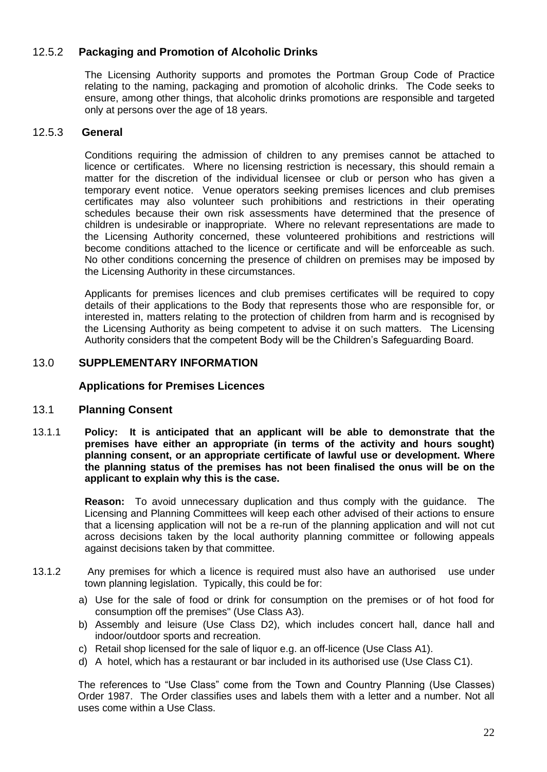### 12.5.2 Packaging and Promotion of Alcoholic Drinks

The Licensing Authority supports and promotes the Portman Group Code of Practice relating to the naming, packaging and promotion of alcoholic drinks. The Code seeks to ensure, among other things, that alcoholic drinks promotions are responsible and targeted only at persons over the age of 18 years.

### 12.5.3 General

Conditions requiring the admission of children to any premises cannot be attached to licence or certificates. Where no licensing restriction is necessary, this should remain a matter for the discretion of the individual licensee or club or person who has given a temporary event notice. Venue operators seeking premises licences and club premises certificates may also volunteer such prohibitions and restrictions in their operating schedules because their own risk assessments have determined that the presence of children is undesirable or inappropriate. Where no relevant representations are made to the Licensing Authority concerned, these volunteered prohibitions and restrictions will become conditions attached to the licence or certificate and will be enforceable as such. No other conditions concerning the presence of children on premises may be imposed by the Licensing Authority in these circumstances.

Applicants for premises licences and club premises certificates will be required to copy details of their applications to the Body that represents those who are responsible for, or interested in, matters relating to the protection of children from harm and is recognised by the Licensing Authority as being competent to advise it on such matters. The Licensing Authority considers that the competent Body will be the Children's Safeguarding Board.

## 13.0 SUPPLEMENTARY INFORMATION

### Applications for Premises Licences

### 13.1 Planning Consent

13.1.1 **Policy: It is anticipated that an applicant will be able to demonstrate that the premises have either an appropriate (in terms of the activity and hours sought) planning consent, or an appropriate certificate of lawful use or development. Where the planning status of the premises has not been finalised the onus will be on the applicant to explain why this is the case.**

**Reason:** To avoid unnecessary duplication and thus comply with the guidance. The Licensing and Planning Committees will keep each other advised of their actions to ensure that a licensing application will not be a re-run of the planning application and will not cut across decisions taken by the local authority planning committee or following appeals against decisions taken by that committee.

13.1.2 Any premises for which a licence is required must also have an authorised use under town planning legislation. Typically, this could be for:

a) Use for the sale of food or drink for consumption on the premises or of hot food for consumption off the premises" (Use Class A3).
b) Assembly and leisure (Use Class D2), which includes concert hall, dance hall and indoor/outdoor sports and recreation.
c) Retail shop licensed for the sale of liquor e.g. an off-licence (Use Class A1).
d) A hotel, which has a restaurant or bar included in its authorised use (Use Class C1).

The references to "Use Class" come from the Town and Country Planning (Use Classes) Order 1987. The Order classifies uses and labels them with a letter and a number. Not all uses come within a Use Class.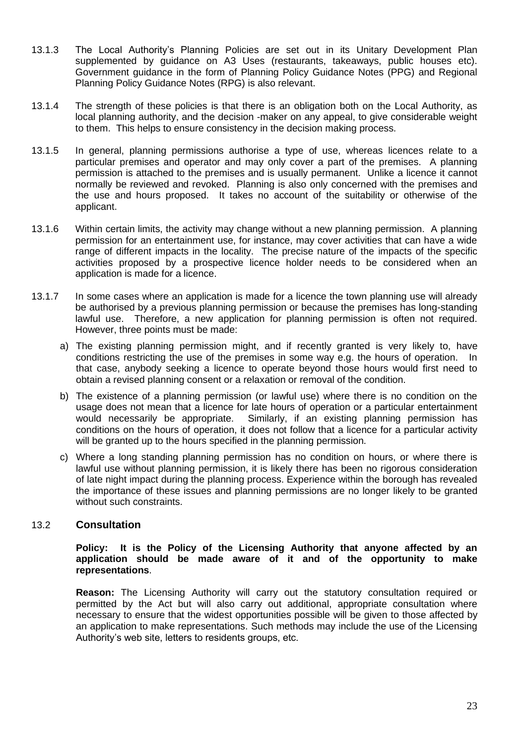13.1.3 The Local Authority's Planning Policies are set out in its Unitary Development Plan supplemented by guidance on A3 Uses (restaurants, takeaways, public houses etc). Government guidance in the form of Planning Policy Guidance Notes (PPG) and Regional Planning Policy Guidance Notes (RPG) is also relevant.

13.1.4 The strength of these policies is that there is an obligation both on the Local Authority, as local planning authority, and the decision -maker on any appeal, to give considerable weight to them. This helps to ensure consistency in the decision making process.

13.1.5 In general, planning permissions authorise a type of use, whereas licences relate to a particular premises and operator and may only cover a part of the premises. A planning permission is attached to the premises and is usually permanent. Unlike a licence it cannot normally be reviewed and revoked. Planning is also only concerned with the premises and the use and hours proposed. It takes no account of the suitability or otherwise of the applicant.

13.1.6 Within certain limits, the activity may change without a new planning permission. A planning permission for an entertainment use, for instance, may cover activities that can have a wide range of different impacts in the locality. The precise nature of the impacts of the specific activities proposed by a prospective licence holder needs to be considered when an application is made for a licence.

13.1.7 In some cases where an application is made for a licence the town planning use will already be authorised by a previous planning permission or because the premises has long-standing lawful use. Therefore, a new application for planning permission is often not required. However, three points must be made:

a) The existing planning permission might, and if recently granted is very likely to, have conditions restricting the use of the premises in some way e.g. the hours of operation. In that case, anybody seeking a licence to operate beyond those hours would first need to obtain a revised planning consent or a relaxation or removal of the condition.

b) The existence of a planning permission (or lawful use) where there is no condition on the usage does not mean that a licence for late hours of operation or a particular entertainment would necessarily be appropriate. Similarly, if an existing planning permission has conditions on the hours of operation, it does not follow that a licence for a particular activity will be granted up to the hours specified in the planning permission.

c) Where a long standing planning permission has no condition on hours, or where there is lawful use without planning permission, it is likely there has been no rigorous consideration of late night impact during the planning process. Experience within the borough has revealed the importance of these issues and planning permissions are no longer likely to be granted without such constraints.

## 13.2 Consultation

**Policy: It is the Policy of the Licensing Authority that anyone affected by an application should be made aware of it and of the opportunity to make representations**.

**Reason:** The Licensing Authority will carry out the statutory consultation required or permitted by the Act but will also carry out additional, appropriate consultation where necessary to ensure that the widest opportunities possible will be given to those affected by an application to make representations. Such methods may include the use of the Licensing Authority's web site, letters to residents groups, etc.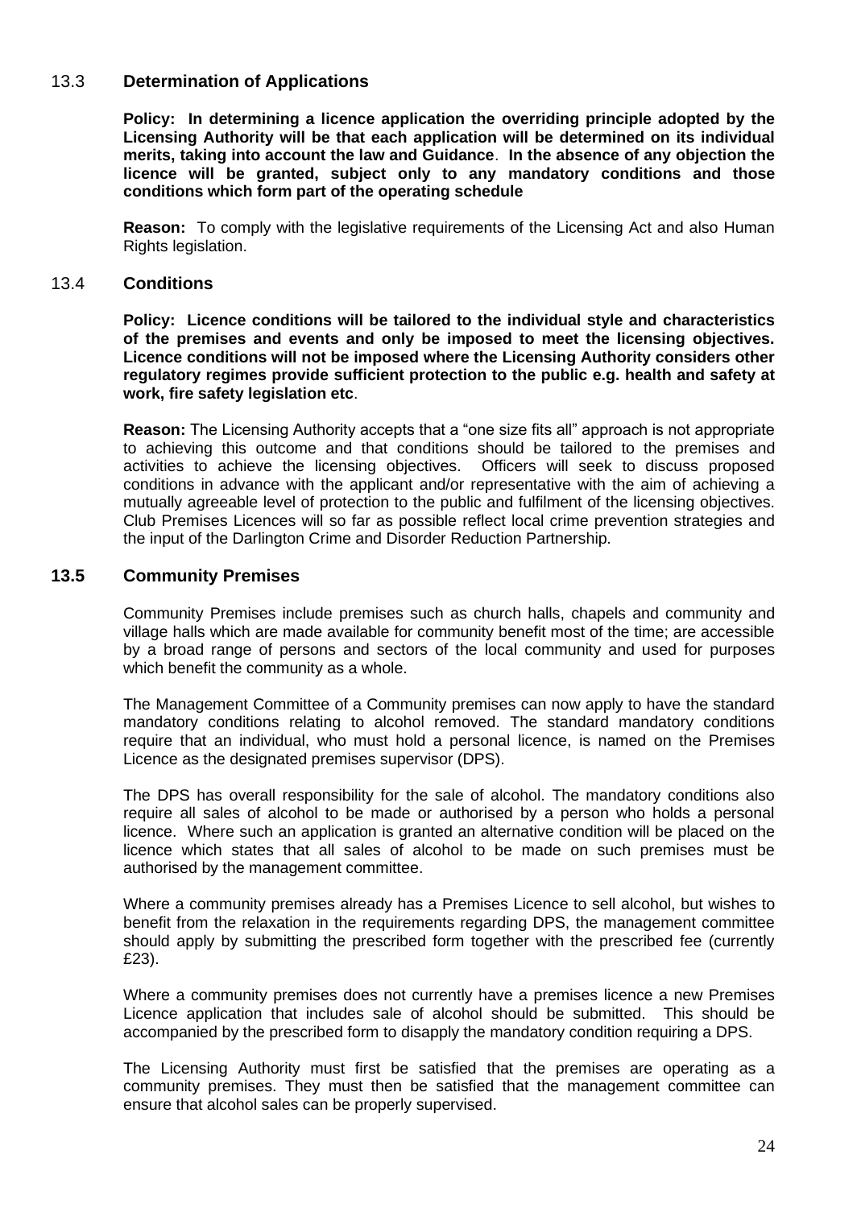### 13.3 Determination of Applications

**Policy: In determining a licence application the overriding principle adopted by the Licensing Authority will be that each application will be determined on its individual merits, taking into account the law and Guidance. In the absence of any objection the licence will be granted, subject only to any mandatory conditions and those conditions which form part of the operating schedule**

**Reason:** To comply with the legislative requirements of the Licensing Act and also Human Rights legislation.

### 13.4 Conditions

**Policy: Licence conditions will be tailored to the individual style and characteristics of the premises and events and only be imposed to meet the licensing objectives. Licence conditions will not be imposed where the Licensing Authority considers other regulatory regimes provide sufficient protection to the public e.g. health and safety at work, fire safety legislation etc**.

**Reason:** The Licensing Authority accepts that a "one size fits all" approach is not appropriate to achieving this outcome and that conditions should be tailored to the premises and activities to achieve the licensing objectives. Officers will seek to discuss proposed conditions in advance with the applicant and/or representative with the aim of achieving a mutually agreeable level of protection to the public and fulfilment of the licensing objectives. Club Premises Licences will so far as possible reflect local crime prevention strategies and the input of the Darlington Crime and Disorder Reduction Partnership.

### 13.5 Community Premises

Community Premises include premises such as church halls, chapels and community and village halls which are made available for community benefit most of the time; are accessible by a broad range of persons and sectors of the local community and used for purposes which benefit the community as a whole.

The Management Committee of a Community premises can now apply to have the standard mandatory conditions relating to alcohol removed. The standard mandatory conditions require that an individual, who must hold a personal licence, is named on the Premises Licence as the designated premises supervisor (DPS).

The DPS has overall responsibility for the sale of alcohol. The mandatory conditions also require all sales of alcohol to be made or authorised by a person who holds a personal licence. Where such an application is granted an alternative condition will be placed on the licence which states that all sales of alcohol to be made on such premises must be authorised by the management committee.

Where a community premises already has a Premises Licence to sell alcohol, but wishes to benefit from the relaxation in the requirements regarding DPS, the management committee should apply by submitting the prescribed form together with the prescribed fee (currently £23).

Where a community premises does not currently have a premises licence a new Premises Licence application that includes sale of alcohol should be submitted. This should be accompanied by the prescribed form to disapply the mandatory condition requiring a DPS.

The Licensing Authority must first be satisfied that the premises are operating as a community premises. They must then be satisfied that the management committee can ensure that alcohol sales can be properly supervised.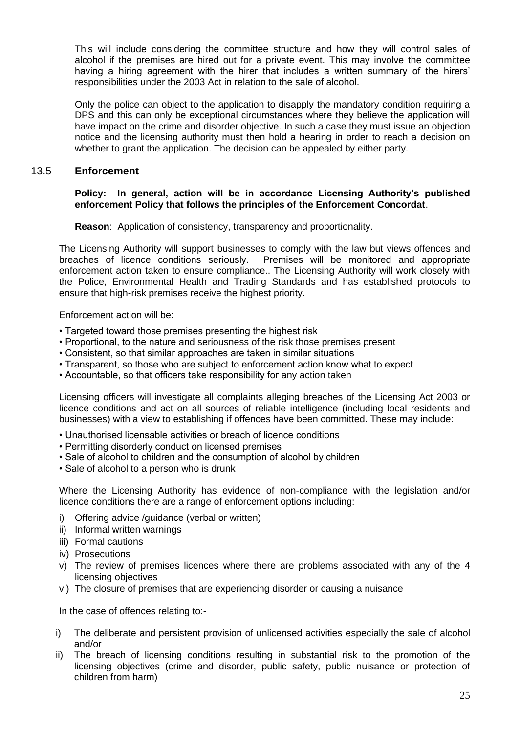This will include considering the committee structure and how they will control sales of alcohol if the premises are hired out for a private event. This may involve the committee having a hiring agreement with the hirer that includes a written summary of the hirers' responsibilities under the 2003 Act in relation to the sale of alcohol.

Only the police can object to the application to disapply the mandatory condition requiring a DPS and this can only be exceptional circumstances where they believe the application will have impact on the crime and disorder objective. In such a case they must issue an objection notice and the licensing authority must then hold a hearing in order to reach a decision on whether to grant the application. The decision can be appealed by either party.

## 13.5 Enforcement

**Policy: In general, action will be in accordance Licensing Authority's published enforcement Policy that follows the principles of the Enforcement Concordat**.

**Reason**: Application of consistency, transparency and proportionality.

The Licensing Authority will support businesses to comply with the law but views offences and breaches of licence conditions seriously. Premises will be monitored and appropriate enforcement action taken to ensure compliance.. The Licensing Authority will work closely with the Police, Environmental Health and Trading Standards and has established protocols to ensure that high-risk premises receive the highest priority.

Enforcement action will be:

- Targeted toward those premises presenting the highest risk
- Proportional, to the nature and seriousness of the risk those premises present
- Consistent, so that similar approaches are taken in similar situations
- Transparent, so those who are subject to enforcement action know what to expect
- Accountable, so that officers take responsibility for any action taken

Licensing officers will investigate all complaints alleging breaches of the Licensing Act 2003 or licence conditions and act on all sources of reliable intelligence (including local residents and businesses) with a view to establishing if offences have been committed. These may include:

- Unauthorised licensable activities or breach of licence conditions
- Permitting disorderly conduct on licensed premises
- Sale of alcohol to children and the consumption of alcohol by children
- Sale of alcohol to a person who is drunk

Where the Licensing Authority has evidence of non-compliance with the legislation and/or licence conditions there are a range of enforcement options including:

i) Offering advice /guidance (verbal or written)
ii) Informal written warnings
iii) Formal cautions
iv) Prosecutions
v) The review of premises licences where there are problems associated with any of the 4 licensing objectives
vi) The closure of premises that are experiencing disorder or causing a nuisance

In the case of offences relating to:-

i) The deliberate and persistent provision of unlicensed activities especially the sale of alcohol and/or
ii) The breach of licensing conditions resulting in substantial risk to the promotion of the licensing objectives (crime and disorder, public safety, public nuisance or protection of children from harm)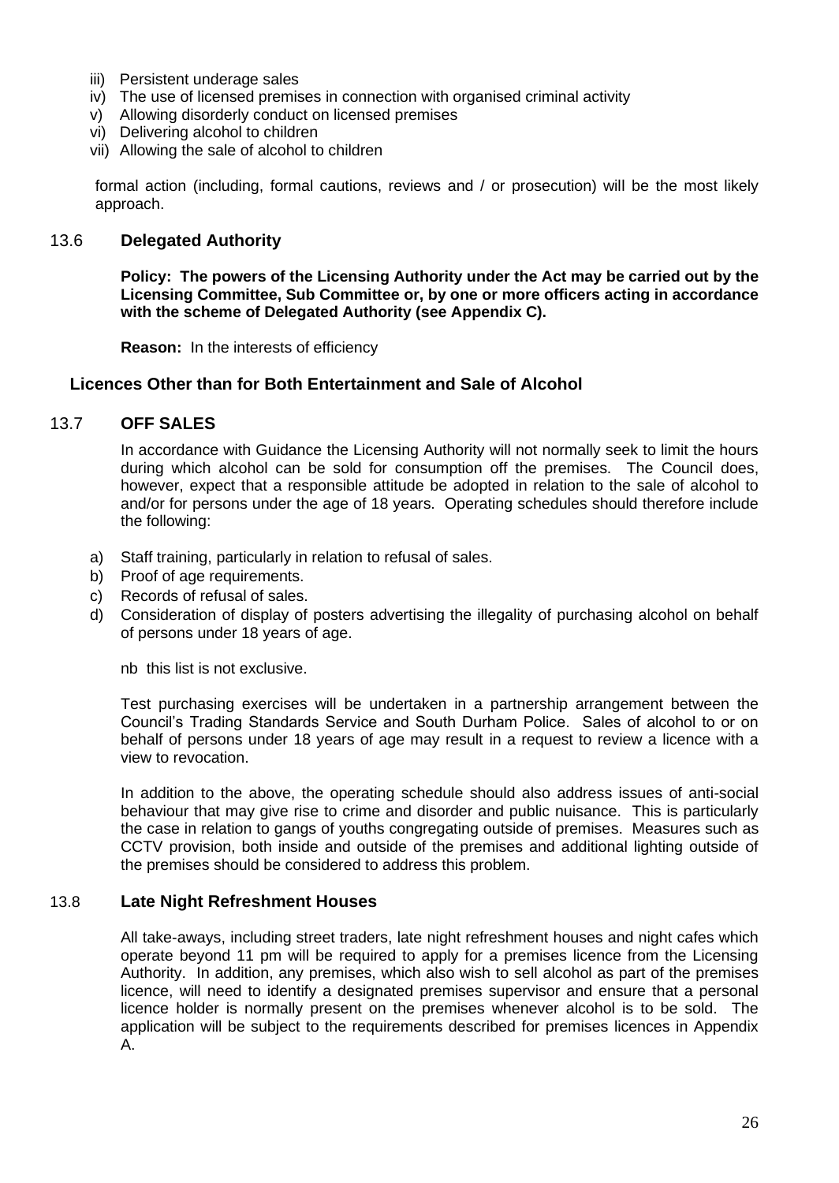- iii) Persistent underage sales
- iv) The use of licensed premises in connection with organised criminal activity
- v) Allowing disorderly conduct on licensed premises
- vi) Delivering alcohol to children
- vii) Allowing the sale of alcohol to children

formal action (including, formal cautions, reviews and / or prosecution) will be the most likely approach.

### 13.6 Delegated Authority

**Policy: The powers of the Licensing Authority under the Act may be carried out by the Licensing Committee, Sub Committee or, by one or more officers acting in accordance with the scheme of Delegated Authority (see Appendix C).**

**Reason:** In the interests of efficiency

## Licences Other than for Both Entertainment and Sale of Alcohol

### 13.7 OFF SALES

In accordance with Guidance the Licensing Authority will not normally seek to limit the hours during which alcohol can be sold for consumption off the premises. The Council does, however, expect that a responsible attitude be adopted in relation to the sale of alcohol to and/or for persons under the age of 18 years. Operating schedules should therefore include the following:

- a) Staff training, particularly in relation to refusal of sales.
- b) Proof of age requirements.
- c) Records of refusal of sales.
- d) Consideration of display of posters advertising the illegality of purchasing alcohol on behalf of persons under 18 years of age.

nb this list is not exclusive.

Test purchasing exercises will be undertaken in a partnership arrangement between the Council's Trading Standards Service and South Durham Police. Sales of alcohol to or on behalf of persons under 18 years of age may result in a request to review a licence with a view to revocation.

In addition to the above, the operating schedule should also address issues of anti-social behaviour that may give rise to crime and disorder and public nuisance. This is particularly the case in relation to gangs of youths congregating outside of premises. Measures such as CCTV provision, both inside and outside of the premises and additional lighting outside of the premises should be considered to address this problem.

### 13.8 Late Night Refreshment Houses

All take-aways, including street traders, late night refreshment houses and night cafes which operate beyond 11 pm will be required to apply for a premises licence from the Licensing Authority. In addition, any premises, which also wish to sell alcohol as part of the premises licence, will need to identify a designated premises supervisor and ensure that a personal licence holder is normally present on the premises whenever alcohol is to be sold. The application will be subject to the requirements described for premises licences in Appendix A.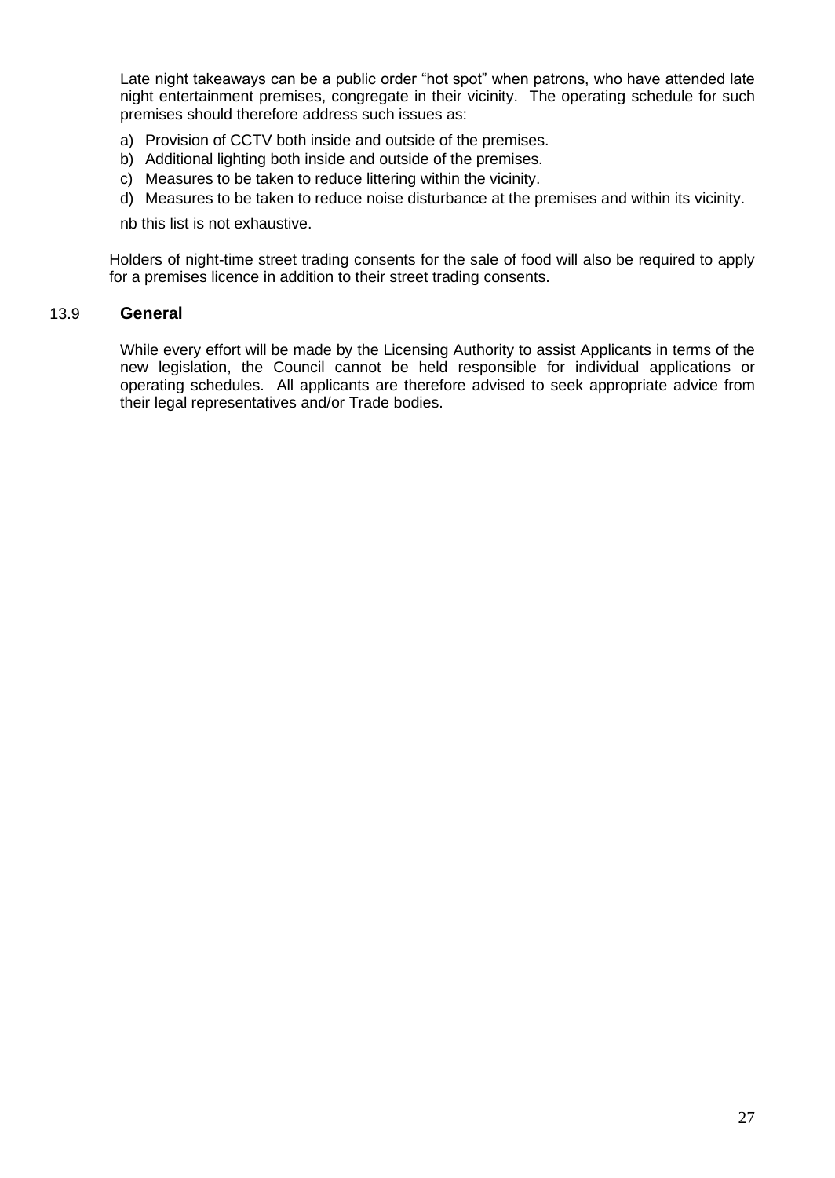Late night takeaways can be a public order "hot spot" when patrons, who have attended late night entertainment premises, congregate in their vicinity. The operating schedule for such premises should therefore address such issues as:

a) Provision of CCTV both inside and outside of the premises.
b) Additional lighting both inside and outside of the premises.
c) Measures to be taken to reduce littering within the vicinity.
d) Measures to be taken to reduce noise disturbance at the premises and within its vicinity.

nb this list is not exhaustive.

Holders of night-time street trading consents for the sale of food will also be required to apply for a premises licence in addition to their street trading consents.

### 13.9 General

While every effort will be made by the Licensing Authority to assist Applicants in terms of the new legislation, the Council cannot be held responsible for individual applications or operating schedules. All applicants are therefore advised to seek appropriate advice from their legal representatives and/or Trade bodies.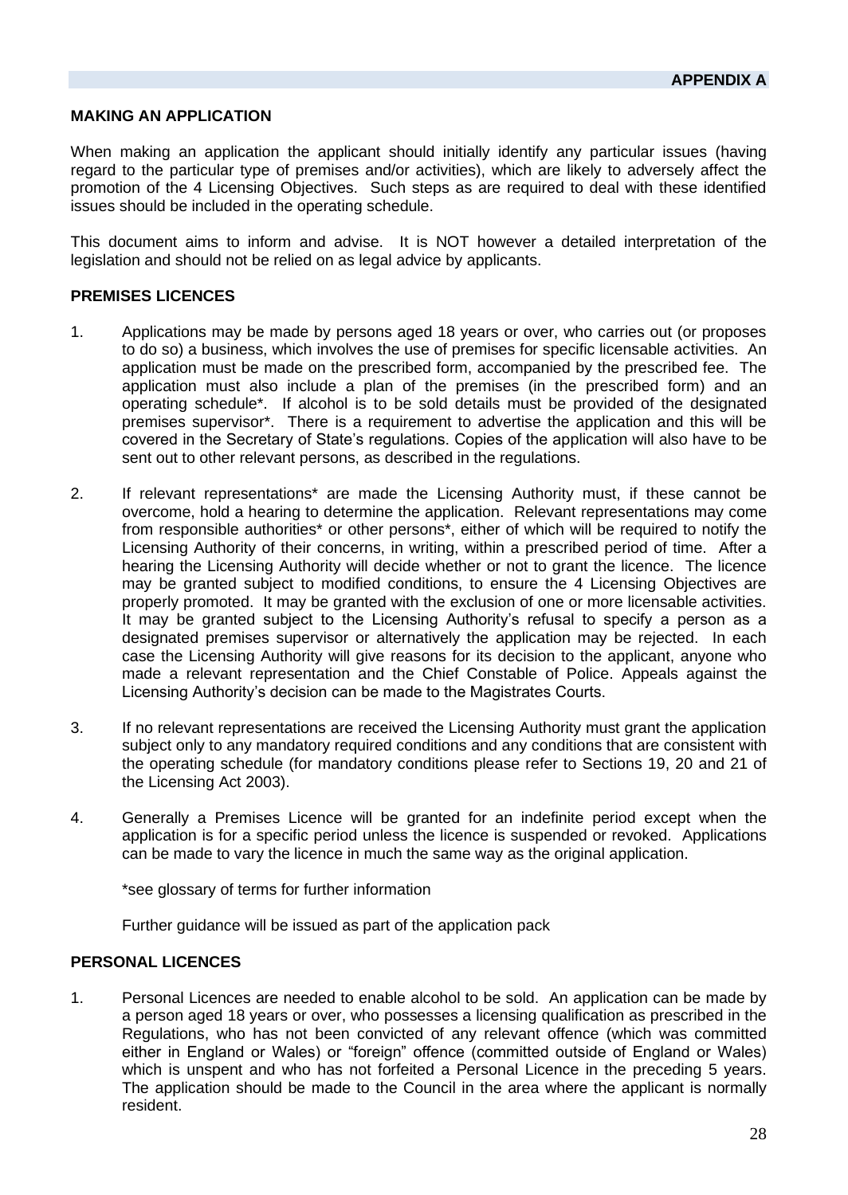**APPENDIX A**

## MAKING AN APPLICATION

When making an application the applicant should initially identify any particular issues (having regard to the particular type of premises and/or activities), which are likely to adversely affect the promotion of the 4 Licensing Objectives. Such steps as are required to deal with these identified issues should be included in the operating schedule.

This document aims to inform and advise. It is NOT however a detailed interpretation of the legislation and should not be relied on as legal advice by applicants.

## PREMISES LICENCES

1. Applications may be made by persons aged 18 years or over, who carries out (or proposes to do so) a business, which involves the use of premises for specific licensable activities. An application must be made on the prescribed form, accompanied by the prescribed fee. The application must also include a plan of the premises (in the prescribed form) and an operating schedule*. If alcohol is to be sold details must be provided of the designated premises supervisor*. There is a requirement to advertise the application and this will be covered in the Secretary of State's regulations. Copies of the application will also have to be sent out to other relevant persons, as described in the regulations.

2. If relevant representations* are made the Licensing Authority must, if these cannot be overcome, hold a hearing to determine the application. Relevant representations may come from responsible authorities* or other persons*, either of which will be required to notify the Licensing Authority of their concerns, in writing, within a prescribed period of time. After a hearing the Licensing Authority will decide whether or not to grant the licence. The licence may be granted subject to modified conditions, to ensure the 4 Licensing Objectives are properly promoted. It may be granted with the exclusion of one or more licensable activities. It may be granted subject to the Licensing Authority's refusal to specify a person as a designated premises supervisor or alternatively the application may be rejected. In each case the Licensing Authority will give reasons for its decision to the applicant, anyone who made a relevant representation and the Chief Constable of Police. Appeals against the Licensing Authority's decision can be made to the Magistrates Courts.

3. If no relevant representations are received the Licensing Authority must grant the application subject only to any mandatory required conditions and any conditions that are consistent with the operating schedule (for mandatory conditions please refer to Sections 19, 20 and 21 of the Licensing Act 2003).

4. Generally a Premises Licence will be granted for an indefinite period except when the application is for a specific period unless the licence is suspended or revoked. Applications can be made to vary the licence in much the same way as the original application.

   *see glossary of terms for further information

   Further guidance will be issued as part of the application pack

## PERSONAL LICENCES

1. Personal Licences are needed to enable alcohol to be sold. An application can be made by a person aged 18 years or over, who possesses a licensing qualification as prescribed in the Regulations, who has not been convicted of any relevant offence (which was committed either in England or Wales) or "foreign" offence (committed outside of England or Wales) which is unspent and who has not forfeited a Personal Licence in the preceding 5 years. The application should be made to the Council in the area where the applicant is normally resident.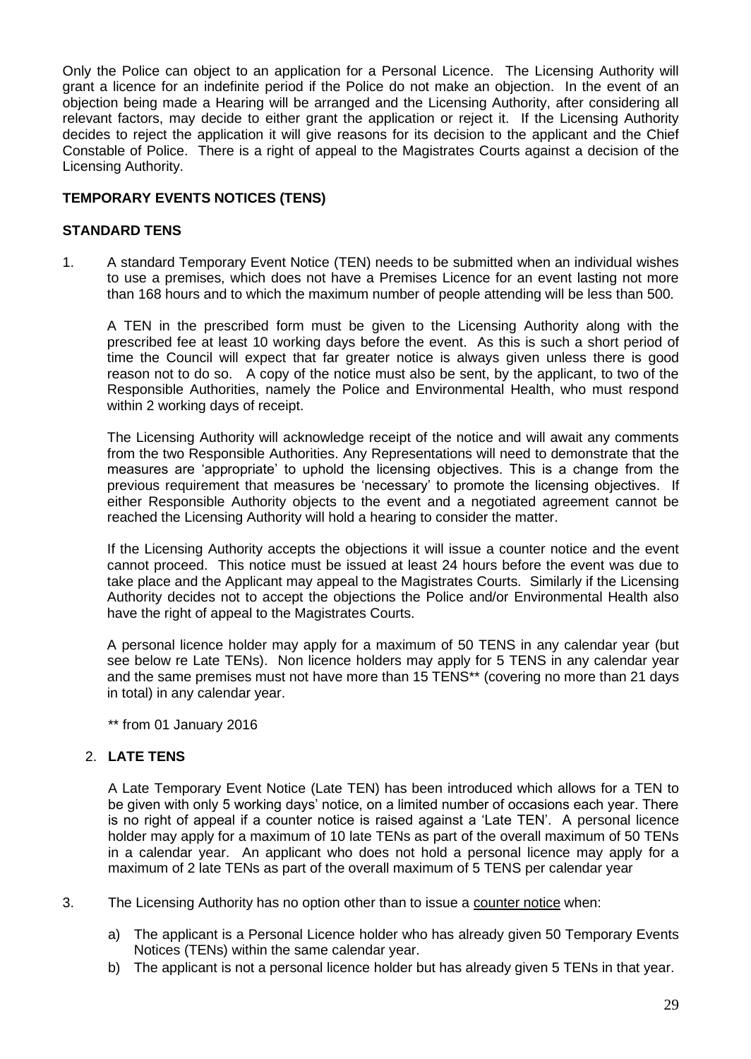Only the Police can object to an application for a Personal Licence. The Licensing Authority will grant a licence for an indefinite period if the Police do not make an objection. In the event of an objection being made a Hearing will be arranged and the Licensing Authority, after considering all relevant factors, may decide to either grant the application or reject it. If the Licensing Authority decides to reject the application it will give reasons for its decision to the applicant and the Chief Constable of Police. There is a right of appeal to the Magistrates Courts against a decision of the Licensing Authority.

**TEMPORARY EVENTS NOTICES (TENS)**

**STANDARD TENS**

1. A standard Temporary Event Notice (TEN) needs to be submitted when an individual wishes to use a premises, which does not have a Premises Licence for an event lasting not more than 168 hours and to which the maximum number of people attending will be less than 500.

   A TEN in the prescribed form must be given to the Licensing Authority along with the prescribed fee at least 10 working days before the event. As this is such a short period of time the Council will expect that far greater notice is always given unless there is good reason not to do so. A copy of the notice must also be sent, by the applicant, to two of the Responsible Authorities, namely the Police and Environmental Health, who must respond within 2 working days of receipt.

   The Licensing Authority will acknowledge receipt of the notice and will await any comments from the two Responsible Authorities. Any Representations will need to demonstrate that the measures are 'appropriate' to uphold the licensing objectives. This is a change from the previous requirement that measures be 'necessary' to promote the licensing objectives. If either Responsible Authority objects to the event and a negotiated agreement cannot be reached the Licensing Authority will hold a hearing to consider the matter.

   If the Licensing Authority accepts the objections it will issue a counter notice and the event cannot proceed. This notice must be issued at least 24 hours before the event was due to take place and the Applicant may appeal to the Magistrates Courts. Similarly if the Licensing Authority decides not to accept the objections the Police and/or Environmental Health also have the right of appeal to the Magistrates Courts.

   A personal licence holder may apply for a maximum of 50 TENS in any calendar year (but see below re Late TENs). Non licence holders may apply for 5 TENS in any calendar year and the same premises must not have more than 15 TENS** (covering no more than 21 days in total) in any calendar year.

   ** from 01 January 2016

2. **LATE TENS**

   A Late Temporary Event Notice (Late TEN) has been introduced which allows for a TEN to be given with only 5 working days' notice, on a limited number of occasions each year. There is no right of appeal if a counter notice is raised against a 'Late TEN'. A personal licence holder may apply for a maximum of 10 late TENs as part of the overall maximum of 50 TENs in a calendar year. An applicant who does not hold a personal licence may apply for a maximum of 2 late TENs as part of the overall maximum of 5 TENS per calendar year

3. The Licensing Authority has no option other than to issue a counter notice when:

   a) The applicant is a Personal Licence holder who has already given 50 Temporary Events Notices (TENs) within the same calendar year.
   b) The applicant is not a personal licence holder but has already given 5 TENs in that year.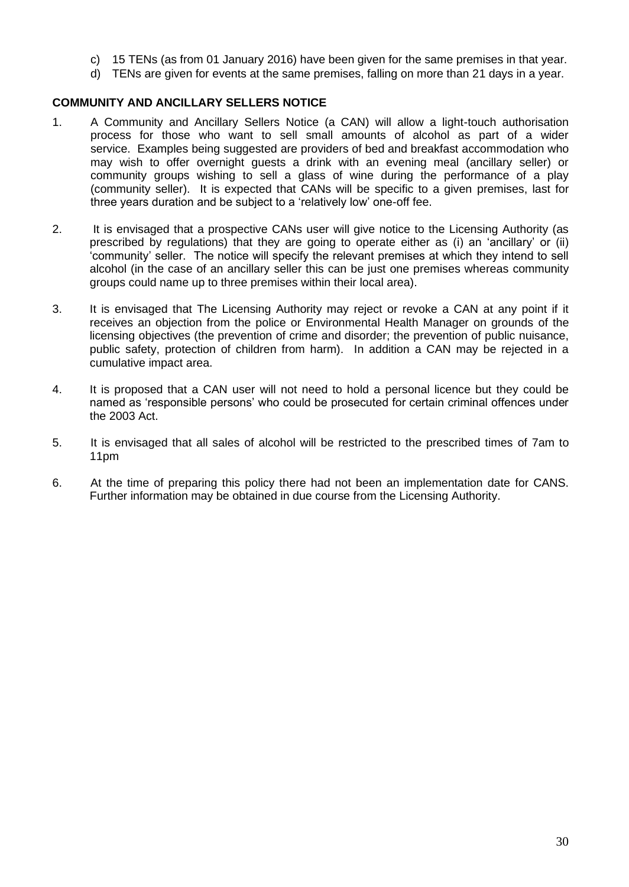c) 15 TENs (as from 01 January 2016) have been given for the same premises in that year.
d) TENs are given for events at the same premises, falling on more than 21 days in a year.

**COMMUNITY AND ANCILLARY SELLERS NOTICE**

1. A Community and Ancillary Sellers Notice (a CAN) will allow a light-touch authorisation process for those who want to sell small amounts of alcohol as part of a wider service. Examples being suggested are providers of bed and breakfast accommodation who may wish to offer overnight guests a drink with an evening meal (ancillary seller) or community groups wishing to sell a glass of wine during the performance of a play (community seller). It is expected that CANs will be specific to a given premises, last for three years duration and be subject to a 'relatively low' one-off fee.

2. It is envisaged that a prospective CANs user will give notice to the Licensing Authority (as prescribed by regulations) that they are going to operate either as (i) an 'ancillary' or (ii) 'community' seller. The notice will specify the relevant premises at which they intend to sell alcohol (in the case of an ancillary seller this can be just one premises whereas community groups could name up to three premises within their local area).

3. It is envisaged that The Licensing Authority may reject or revoke a CAN at any point if it receives an objection from the police or Environmental Health Manager on grounds of the licensing objectives (the prevention of crime and disorder; the prevention of public nuisance, public safety, protection of children from harm). In addition a CAN may be rejected in a cumulative impact area.

4. It is proposed that a CAN user will not need to hold a personal licence but they could be named as 'responsible persons' who could be prosecuted for certain criminal offences under the 2003 Act.

5. It is envisaged that all sales of alcohol will be restricted to the prescribed times of 7am to 11pm

6. At the time of preparing this policy there had not been an implementation date for CANS. Further information may be obtained in due course from the Licensing Authority.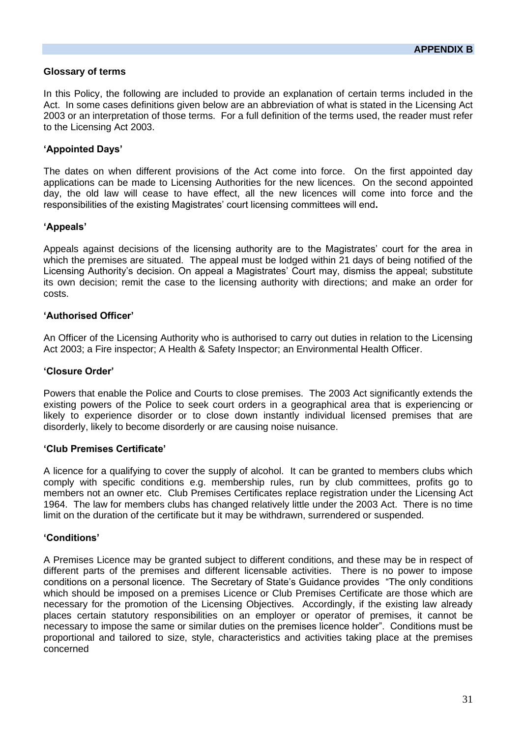**APPENDIX B**

## Glossary of terms

In this Policy, the following are included to provide an explanation of certain terms included in the Act. In some cases definitions given below are an abbreviation of what is stated in the Licensing Act 2003 or an interpretation of those terms. For a full definition of the terms used, the reader must refer to the Licensing Act 2003.

### 'Appointed Days'

The dates on when different provisions of the Act come into force. On the first appointed day applications can be made to Licensing Authorities for the new licences. On the second appointed day, the old law will cease to have effect, all the new licences will come into force and the responsibilities of the existing Magistrates' court licensing committees will end**.**

### 'Appeals'

Appeals against decisions of the licensing authority are to the Magistrates' court for the area in which the premises are situated. The appeal must be lodged within 21 days of being notified of the Licensing Authority's decision. On appeal a Magistrates' Court may, dismiss the appeal; substitute its own decision; remit the case to the licensing authority with directions; and make an order for costs.

### 'Authorised Officer'

An Officer of the Licensing Authority who is authorised to carry out duties in relation to the Licensing Act 2003; a Fire inspector; A Health & Safety Inspector; an Environmental Health Officer.

### 'Closure Order'

Powers that enable the Police and Courts to close premises. The 2003 Act significantly extends the existing powers of the Police to seek court orders in a geographical area that is experiencing or likely to experience disorder or to close down instantly individual licensed premises that are disorderly, likely to become disorderly or are causing noise nuisance.

### 'Club Premises Certificate'

A licence for a qualifying to cover the supply of alcohol. It can be granted to members clubs which comply with specific conditions e.g. membership rules, run by club committees, profits go to members not an owner etc. Club Premises Certificates replace registration under the Licensing Act 1964. The law for members clubs has changed relatively little under the 2003 Act. There is no time limit on the duration of the certificate but it may be withdrawn, surrendered or suspended.

### 'Conditions'

A Premises Licence may be granted subject to different conditions, and these may be in respect of different parts of the premises and different licensable activities. There is no power to impose conditions on a personal licence. The Secretary of State's Guidance provides "The only conditions which should be imposed on a premises Licence or Club Premises Certificate are those which are necessary for the promotion of the Licensing Objectives. Accordingly, if the existing law already places certain statutory responsibilities on an employer or operator of premises, it cannot be necessary to impose the same or similar duties on the premises licence holder". Conditions must be proportional and tailored to size, style, characteristics and activities taking place at the premises concerned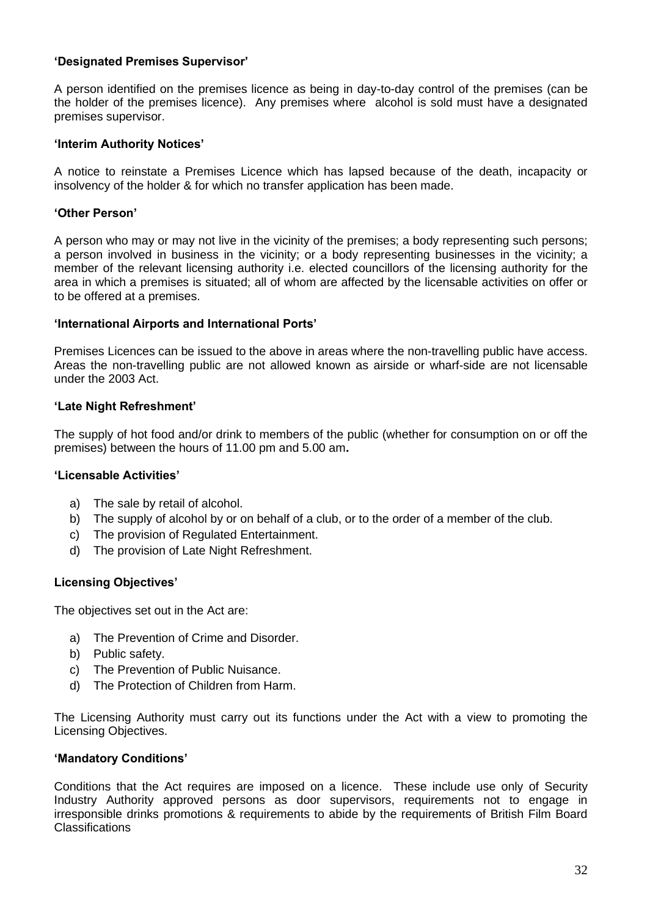**'Designated Premises Supervisor'**

A person identified on the premises licence as being in day-to-day control of the premises (can be the holder of the premises licence). Any premises where alcohol is sold must have a designated premises supervisor.

**'Interim Authority Notices'**

A notice to reinstate a Premises Licence which has lapsed because of the death, incapacity or insolvency of the holder & for which no transfer application has been made.

**'Other Person'**

A person who may or may not live in the vicinity of the premises; a body representing such persons; a person involved in business in the vicinity; or a body representing businesses in the vicinity; a member of the relevant licensing authority i.e. elected councillors of the licensing authority for the area in which a premises is situated; all of whom are affected by the licensable activities on offer or to be offered at a premises.

**'International Airports and International Ports'**

Premises Licences can be issued to the above in areas where the non-travelling public have access. Areas the non-travelling public are not allowed known as airside or wharf-side are not licensable under the 2003 Act.

**'Late Night Refreshment'**

The supply of hot food and/or drink to members of the public (whether for consumption on or off the premises) between the hours of 11.00 pm and 5.00 am**.**

**'Licensable Activities'**

a) The sale by retail of alcohol.
b) The supply of alcohol by or on behalf of a club, or to the order of a member of the club.
c) The provision of Regulated Entertainment.
d) The provision of Late Night Refreshment.

**Licensing Objectives'**

The objectives set out in the Act are:

a) The Prevention of Crime and Disorder.
b) Public safety.
c) The Prevention of Public Nuisance.
d) The Protection of Children from Harm.

The Licensing Authority must carry out its functions under the Act with a view to promoting the Licensing Objectives.

**'Mandatory Conditions'**

Conditions that the Act requires are imposed on a licence. These include use only of Security Industry Authority approved persons as door supervisors, requirements not to engage in irresponsible drinks promotions & requirements to abide by the requirements of British Film Board Classifications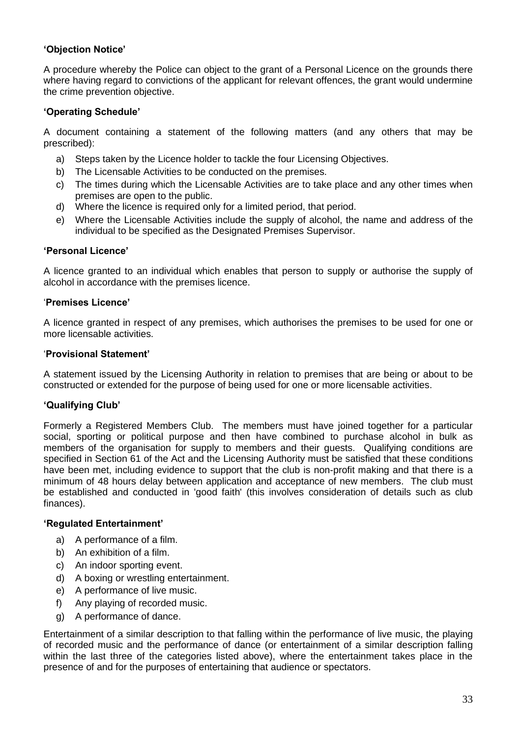**'Objection Notice'**

A procedure whereby the Police can object to the grant of a Personal Licence on the grounds there where having regard to convictions of the applicant for relevant offences, the grant would undermine the crime prevention objective.

**'Operating Schedule'**

A document containing a statement of the following matters (and any others that may be prescribed):

a) Steps taken by the Licence holder to tackle the four Licensing Objectives.
b) The Licensable Activities to be conducted on the premises.
c) The times during which the Licensable Activities are to take place and any other times when premises are open to the public.
d) Where the licence is required only for a limited period, that period.
e) Where the Licensable Activities include the supply of alcohol, the name and address of the individual to be specified as the Designated Premises Supervisor.

**'Personal Licence'**

A licence granted to an individual which enables that person to supply or authorise the supply of alcohol in accordance with the premises licence.

'**Premises Licence'**

A licence granted in respect of any premises, which authorises the premises to be used for one or more licensable activities.

'**Provisional Statement'**

A statement issued by the Licensing Authority in relation to premises that are being or about to be constructed or extended for the purpose of being used for one or more licensable activities.

**'Qualifying Club'**

Formerly a Registered Members Club. The members must have joined together for a particular social, sporting or political purpose and then have combined to purchase alcohol in bulk as members of the organisation for supply to members and their guests. Qualifying conditions are specified in Section 61 of the Act and the Licensing Authority must be satisfied that these conditions have been met, including evidence to support that the club is non-profit making and that there is a minimum of 48 hours delay between application and acceptance of new members. The club must be established and conducted in 'good faith' (this involves consideration of details such as club finances).

**'Regulated Entertainment'**

a) A performance of a film.
b) An exhibition of a film.
c) An indoor sporting event.
d) A boxing or wrestling entertainment.
e) A performance of live music.
f) Any playing of recorded music.
g) A performance of dance.

Entertainment of a similar description to that falling within the performance of live music, the playing of recorded music and the performance of dance (or entertainment of a similar description falling within the last three of the categories listed above), where the entertainment takes place in the presence of and for the purposes of entertaining that audience or spectators.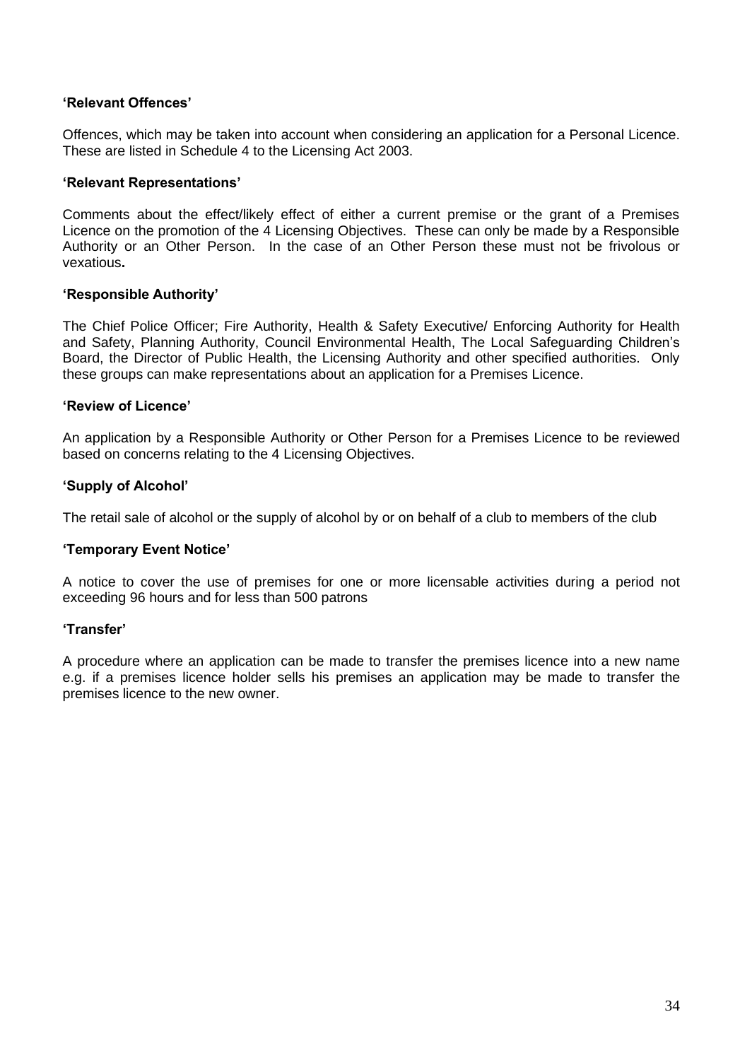**'Relevant Offences'**

Offences, which may be taken into account when considering an application for a Personal Licence. These are listed in Schedule 4 to the Licensing Act 2003.

**'Relevant Representations'**

Comments about the effect/likely effect of either a current premise or the grant of a Premises Licence on the promotion of the 4 Licensing Objectives. These can only be made by a Responsible Authority or an Other Person. In the case of an Other Person these must not be frivolous or vexatious**.**

**'Responsible Authority'**

The Chief Police Officer; Fire Authority, Health & Safety Executive/ Enforcing Authority for Health and Safety, Planning Authority, Council Environmental Health, The Local Safeguarding Children's Board, the Director of Public Health, the Licensing Authority and other specified authorities. Only these groups can make representations about an application for a Premises Licence.

**'Review of Licence'**

An application by a Responsible Authority or Other Person for a Premises Licence to be reviewed based on concerns relating to the 4 Licensing Objectives.

**'Supply of Alcohol'**

The retail sale of alcohol or the supply of alcohol by or on behalf of a club to members of the club

**'Temporary Event Notice'**

A notice to cover the use of premises for one or more licensable activities during a period not exceeding 96 hours and for less than 500 patrons

**'Transfer'**

A procedure where an application can be made to transfer the premises licence into a new name e.g. if a premises licence holder sells his premises an application may be made to transfer the premises licence to the new owner.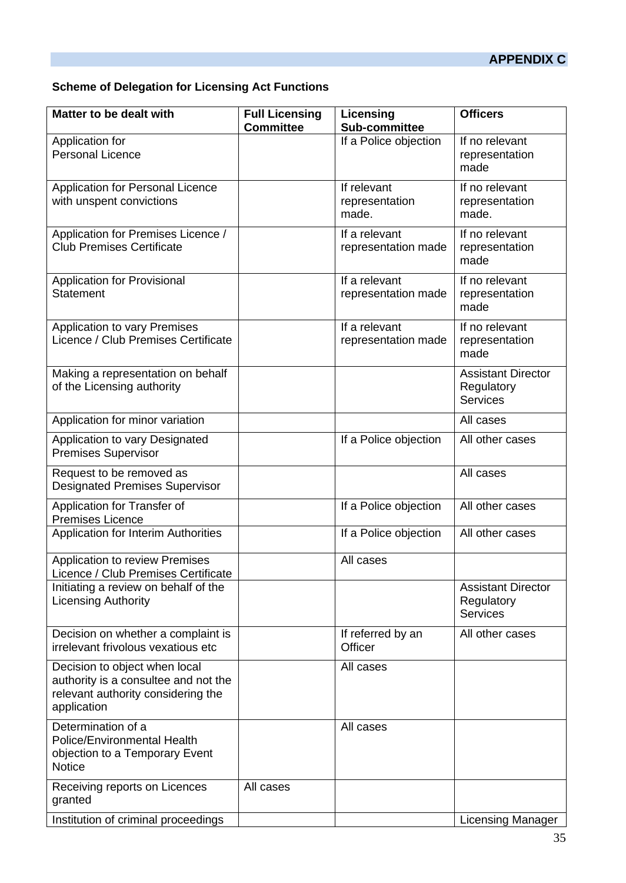**APPENDIX C**

**Scheme of Delegation for Licensing Act Functions**

| Matter to be dealt with | Full Licensing Committee | Licensing Sub-committee | Officers |
|---|---|---|---|
| Application for Personal Licence | | If a Police objection | If no relevant representation made |
| Application for Personal Licence with unspent convictions | | If relevant representation made. | If no relevant representation made. |
| Application for Premises Licence / Club Premises Certificate | | If a relevant representation made | If no relevant representation made |
| Application for Provisional Statement | | If a relevant representation made | If no relevant representation made |
| Application to vary Premises Licence / Club Premises Certificate | | If a relevant representation made | If no relevant representation made |
| Making a representation on behalf of the Licensing authority | | | Assistant Director Regulatory Services |
| Application for minor variation | | | All cases |
| Application to vary Designated Premises Supervisor | | If a Police objection | All other cases |
| Request to be removed as Designated Premises Supervisor | | | All cases |
| Application for Transfer of Premises Licence | | If a Police objection | All other cases |
| Application for Interim Authorities | | If a Police objection | All other cases |
| Application to review Premises Licence / Club Premises Certificate | | All cases | |
| Initiating a review on behalf of the Licensing Authority | | | Assistant Director Regulatory Services |
| Decision on whether a complaint is irrelevant frivolous vexatious etc | | If referred by an Officer | All other cases |
| Decision to object when local authority is a consultee and not the relevant authority considering the application | | All cases | |
| Determination of a Police/Environmental Health objection to a Temporary Event Notice | | All cases | |
| Receiving reports on Licences granted | All cases | | |
| Institution of criminal proceedings | | | Licensing Manager |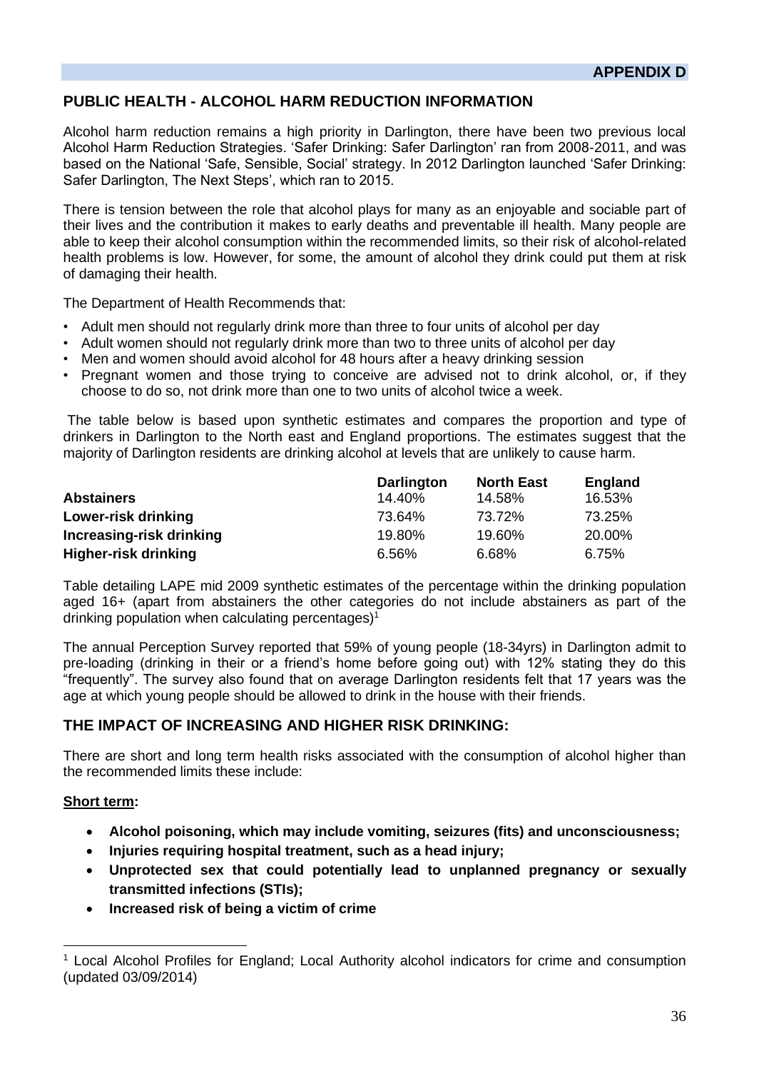**APPENDIX D**

## PUBLIC HEALTH - ALCOHOL HARM REDUCTION INFORMATION

Alcohol harm reduction remains a high priority in Darlington, there have been two previous local Alcohol Harm Reduction Strategies. 'Safer Drinking: Safer Darlington' ran from 2008-2011, and was based on the National 'Safe, Sensible, Social' strategy. In 2012 Darlington launched 'Safer Drinking: Safer Darlington, The Next Steps', which ran to 2015.

There is tension between the role that alcohol plays for many as an enjoyable and sociable part of their lives and the contribution it makes to early deaths and preventable ill health. Many people are able to keep their alcohol consumption within the recommended limits, so their risk of alcohol-related health problems is low. However, for some, the amount of alcohol they drink could put them at risk of damaging their health.

The Department of Health Recommends that:

- Adult men should not regularly drink more than three to four units of alcohol per day
- Adult women should not regularly drink more than two to three units of alcohol per day
- Men and women should avoid alcohol for 48 hours after a heavy drinking session
- Pregnant women and those trying to conceive are advised not to drink alcohol, or, if they choose to do so, not drink more than one to two units of alcohol twice a week.

The table below is based upon synthetic estimates and compares the proportion and type of drinkers in Darlington to the North east and England proportions. The estimates suggest that the majority of Darlington residents are drinking alcohol at levels that are unlikely to cause harm.

| | Darlington | North East | England |
|---|---|---|---|
| **Abstainers** | 14.40% | 14.58% | 16.53% |
| **Lower-risk drinking** | 73.64% | 73.72% | 73.25% |
| **Increasing-risk drinking** | 19.80% | 19.60% | 20.00% |
| **Higher-risk drinking** | 6.56% | 6.68% | 6.75% |

Table detailing LAPE mid 2009 synthetic estimates of the percentage within the drinking population aged 16+ (apart from abstainers the other categories do not include abstainers as part of the drinking population when calculating percentages)[1]

The annual Perception Survey reported that 59% of young people (18-34yrs) in Darlington admit to pre-loading (drinking in their or a friend's home before going out) with 12% stating they do this "frequently". The survey also found that on average Darlington residents felt that 17 years was the age at which young people should be allowed to drink in the house with their friends.

## THE IMPACT OF INCREASING AND HIGHER RISK DRINKING:

There are short and long term health risks associated with the consumption of alcohol higher than the recommended limits these include:

**Short term:**

- **Alcohol poisoning, which may include vomiting, seizures (fits) and unconsciousness;**
- **Injuries requiring hospital treatment, such as a head injury;**
- **Unprotected sex that could potentially lead to unplanned pregnancy or sexually transmitted infections (STIs);**
- **Increased risk of being a victim of crime**

---

[1] Local Alcohol Profiles for England; Local Authority alcohol indicators for crime and consumption (updated 03/09/2014)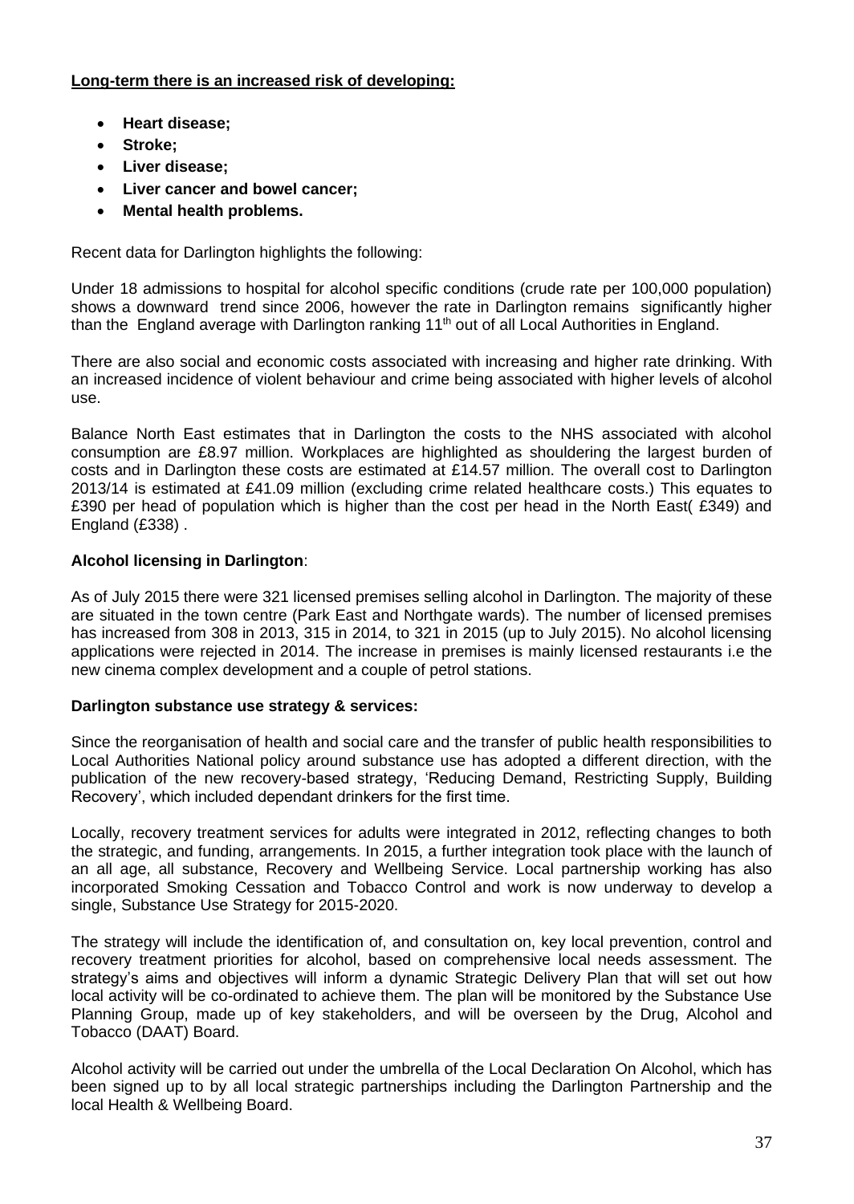**<u>Long-term there is an increased risk of developing:</u>**

- **Heart disease;**
- **Stroke;**
- **Liver disease;**
- **Liver cancer and bowel cancer;**
- **Mental health problems.**

Recent data for Darlington highlights the following:

Under 18 admissions to hospital for alcohol specific conditions (crude rate per 100,000 population) shows a downward trend since 2006, however the rate in Darlington remains significantly higher than the England average with Darlington ranking 11th out of all Local Authorities in England.

There are also social and economic costs associated with increasing and higher rate drinking. With an increased incidence of violent behaviour and crime being associated with higher levels of alcohol use.

Balance North East estimates that in Darlington the costs to the NHS associated with alcohol consumption are £8.97 million. Workplaces are highlighted as shouldering the largest burden of costs and in Darlington these costs are estimated at £14.57 million. The overall cost to Darlington 2013/14 is estimated at £41.09 million (excluding crime related healthcare costs.) This equates to £390 per head of population which is higher than the cost per head in the North East( £349) and England (£338) .

**Alcohol licensing in Darlington**:

As of July 2015 there were 321 licensed premises selling alcohol in Darlington. The majority of these are situated in the town centre (Park East and Northgate wards). The number of licensed premises has increased from 308 in 2013, 315 in 2014, to 321 in 2015 (up to July 2015). No alcohol licensing applications were rejected in 2014. The increase in premises is mainly licensed restaurants i.e the new cinema complex development and a couple of petrol stations.

**Darlington substance use strategy & services:**

Since the reorganisation of health and social care and the transfer of public health responsibilities to Local Authorities National policy around substance use has adopted a different direction, with the publication of the new recovery-based strategy, 'Reducing Demand, Restricting Supply, Building Recovery', which included dependant drinkers for the first time.

Locally, recovery treatment services for adults were integrated in 2012, reflecting changes to both the strategic, and funding, arrangements. In 2015, a further integration took place with the launch of an all age, all substance, Recovery and Wellbeing Service. Local partnership working has also incorporated Smoking Cessation and Tobacco Control and work is now underway to develop a single, Substance Use Strategy for 2015-2020.

The strategy will include the identification of, and consultation on, key local prevention, control and recovery treatment priorities for alcohol, based on comprehensive local needs assessment. The strategy's aims and objectives will inform a dynamic Strategic Delivery Plan that will set out how local activity will be co-ordinated to achieve them. The plan will be monitored by the Substance Use Planning Group, made up of key stakeholders, and will be overseen by the Drug, Alcohol and Tobacco (DAAT) Board.

Alcohol activity will be carried out under the umbrella of the Local Declaration On Alcohol, which has been signed up to by all local strategic partnerships including the Darlington Partnership and the local Health & Wellbeing Board.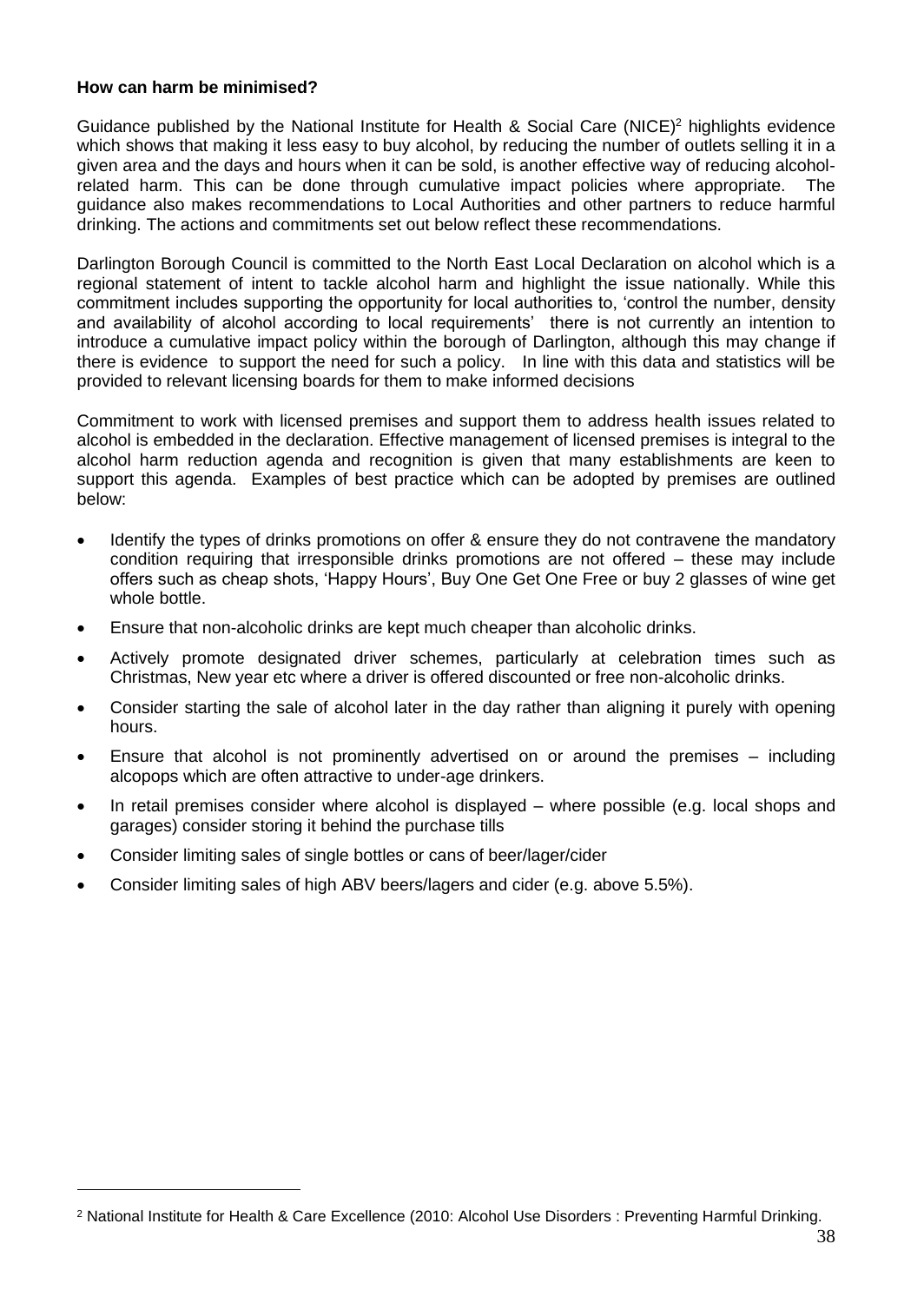**How can harm be minimised?**

Guidance published by the National Institute for Health & Social Care (NICE)[2] highlights evidence which shows that making it less easy to buy alcohol, by reducing the number of outlets selling it in a given area and the days and hours when it can be sold, is another effective way of reducing alcohol-related harm. This can be done through cumulative impact policies where appropriate. The guidance also makes recommendations to Local Authorities and other partners to reduce harmful drinking. The actions and commitments set out below reflect these recommendations.

Darlington Borough Council is committed to the North East Local Declaration on alcohol which is a regional statement of intent to tackle alcohol harm and highlight the issue nationally. While this commitment includes supporting the opportunity for local authorities to, 'control the number, density and availability of alcohol according to local requirements' there is not currently an intention to introduce a cumulative impact policy within the borough of Darlington, although this may change if there is evidence to support the need for such a policy. In line with this data and statistics will be provided to relevant licensing boards for them to make informed decisions

Commitment to work with licensed premises and support them to address health issues related to alcohol is embedded in the declaration. Effective management of licensed premises is integral to the alcohol harm reduction agenda and recognition is given that many establishments are keen to support this agenda. Examples of best practice which can be adopted by premises are outlined below:

- Identify the types of drinks promotions on offer & ensure they do not contravene the mandatory condition requiring that irresponsible drinks promotions are not offered – these may include offers such as cheap shots, 'Happy Hours', Buy One Get One Free or buy 2 glasses of wine get whole bottle.
- Ensure that non-alcoholic drinks are kept much cheaper than alcoholic drinks.
- Actively promote designated driver schemes, particularly at celebration times such as Christmas, New year etc where a driver is offered discounted or free non-alcoholic drinks.
- Consider starting the sale of alcohol later in the day rather than aligning it purely with opening hours.
- Ensure that alcohol is not prominently advertised on or around the premises – including alcopops which are often attractive to under-age drinkers.
- In retail premises consider where alcohol is displayed – where possible (e.g. local shops and garages) consider storing it behind the purchase tills
- Consider limiting sales of single bottles or cans of beer/lager/cider
- Consider limiting sales of high ABV beers/lagers and cider (e.g. above 5.5%).

---

[2] National Institute for Health & Care Excellence (2010: Alcohol Use Disorders : Preventing Harmful Drinking.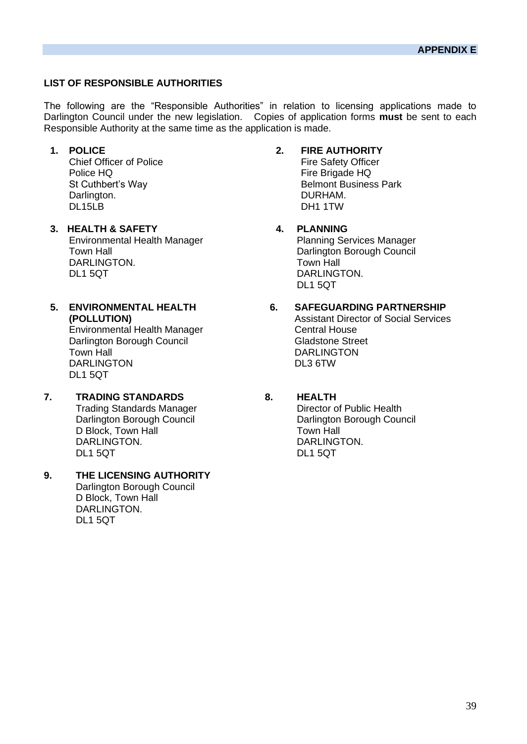**APPENDIX E**

## LIST OF RESPONSIBLE AUTHORITIES

The following are the "Responsible Authorities" in relation to licensing applications made to Darlington Council under the new legislation. Copies of application forms **must** be sent to each Responsible Authority at the same time as the application is made.

1. **POLICE**
   Chief Officer of Police
   Police HQ
   St Cuthbert's Way
   Darlington.
   DL15LB

2. **FIRE AUTHORITY**
   Fire Safety Officer
   Fire Brigade HQ
   Belmont Business Park
   DURHAM.
   DH1 1TW

3. **HEALTH & SAFETY**
   Environmental Health Manager
   Town Hall
   DARLINGTON.
   DL1 5QT

4. **PLANNING**
   Planning Services Manager
   Darlington Borough Council
   Town Hall
   DARLINGTON.
   DL1 5QT

5. **ENVIRONMENTAL HEALTH (POLLUTION)**
   Environmental Health Manager
   Darlington Borough Council
   Town Hall
   DARLINGTON
   DL1 5QT

6. **SAFEGUARDING PARTNERSHIP**
   Assistant Director of Social Services
   Central House
   Gladstone Street
   DARLINGTON
   DL3 6TW

7. **TRADING STANDARDS**
   Trading Standards Manager
   Darlington Borough Council
   D Block, Town Hall
   DARLINGTON.
   DL1 5QT

8. **HEALTH**
   Director of Public Health
   Darlington Borough Council
   Town Hall
   DARLINGTON.
   DL1 5QT

9. **THE LICENSING AUTHORITY**
   Darlington Borough Council
   D Block, Town Hall
   DARLINGTON.
   DL1 5QT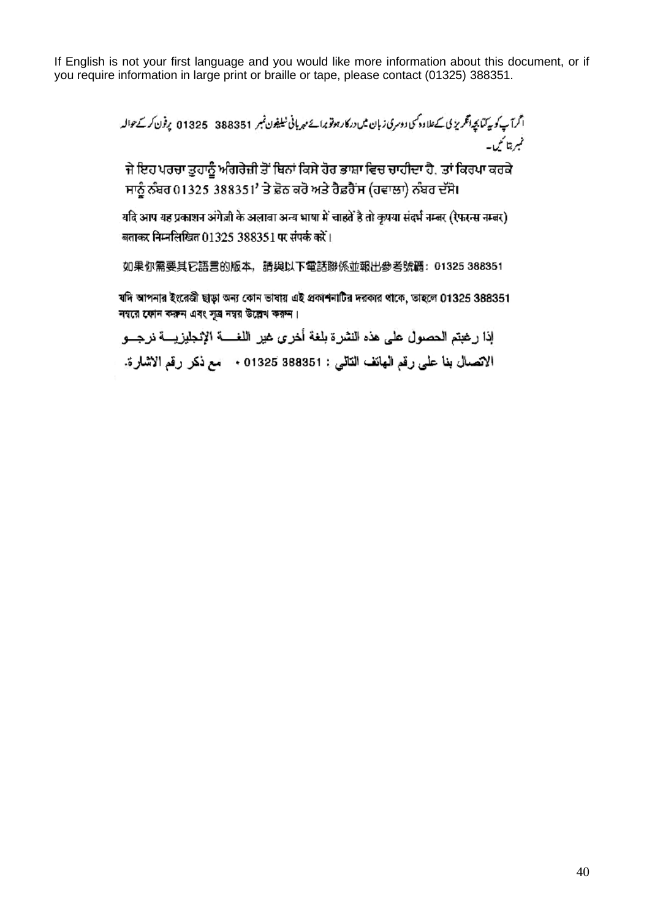If English is not your first language and you would like more information about this document, or if you require information in large print or braille or tape, please contact (01325) 388351.

اگر آپ کو یہ کتابچہ انگریزی کے علاوہ کسی دوسری زبان میں درکار ہو تو براہ مہربانی ٹیلیفون نمبر 388351 01325 پر فون کر کے حوالہ نمبر بتائیں۔

ਜੇ ਇਹ ਪਰਚਾ ਤੁਹਾਨੂੰ ਅੰਗਰੇਜ਼ੀ ਤੋਂ ਬਿਨਾਂ ਕਿਸੇ ਹੋਰ ਭਾਸ਼ਾ ਵਿਚ ਚਾਹੀਦਾ ਹੈ, ਤਾਂ ਕਿਰਪਾ ਕਰਕੇ ਸਾਨੂੰ ਨੰਬਰ 01325 388351' ਤੇ ਫ਼ੋਨ ਕਰੋ ਅਤੇ ਰੈਫ਼ਰੈਂਸ (ਹਵਾਲਾ) ਨੰਬਰ ਦੱਸੋ।

यदि आप यह प्रकाशन अंग्रेजी के अलावा अन्य भाषा में चाहतें है तो कृपया संदर्भ नम्बर (रेफरन्स नम्बर) बताकर निम्नलिखित 01325 388351 पर संपर्क करें।

如果你需要其它語言的版本，請與以下電話聯係並報出參考號碼：01325 388351

যদি আপনার ইংরেজী ছাড়া অন্য কোন ভাষায় এই প্রকাশনাটির দরকার থাকে, তাহলে 01325 388351 নম্বরে ফোন করুন এবং সূত্র নম্বর উল্লেখ করুন।

إذا رغبتم الحصول على هذه النشرة بلغة أخرى غير اللغـــة الإنجليزيـــة نرجـــو الاتصال بنا على رقم الهاتف التالي : 01325 388351 • مع ذكر رقم الاشارة.